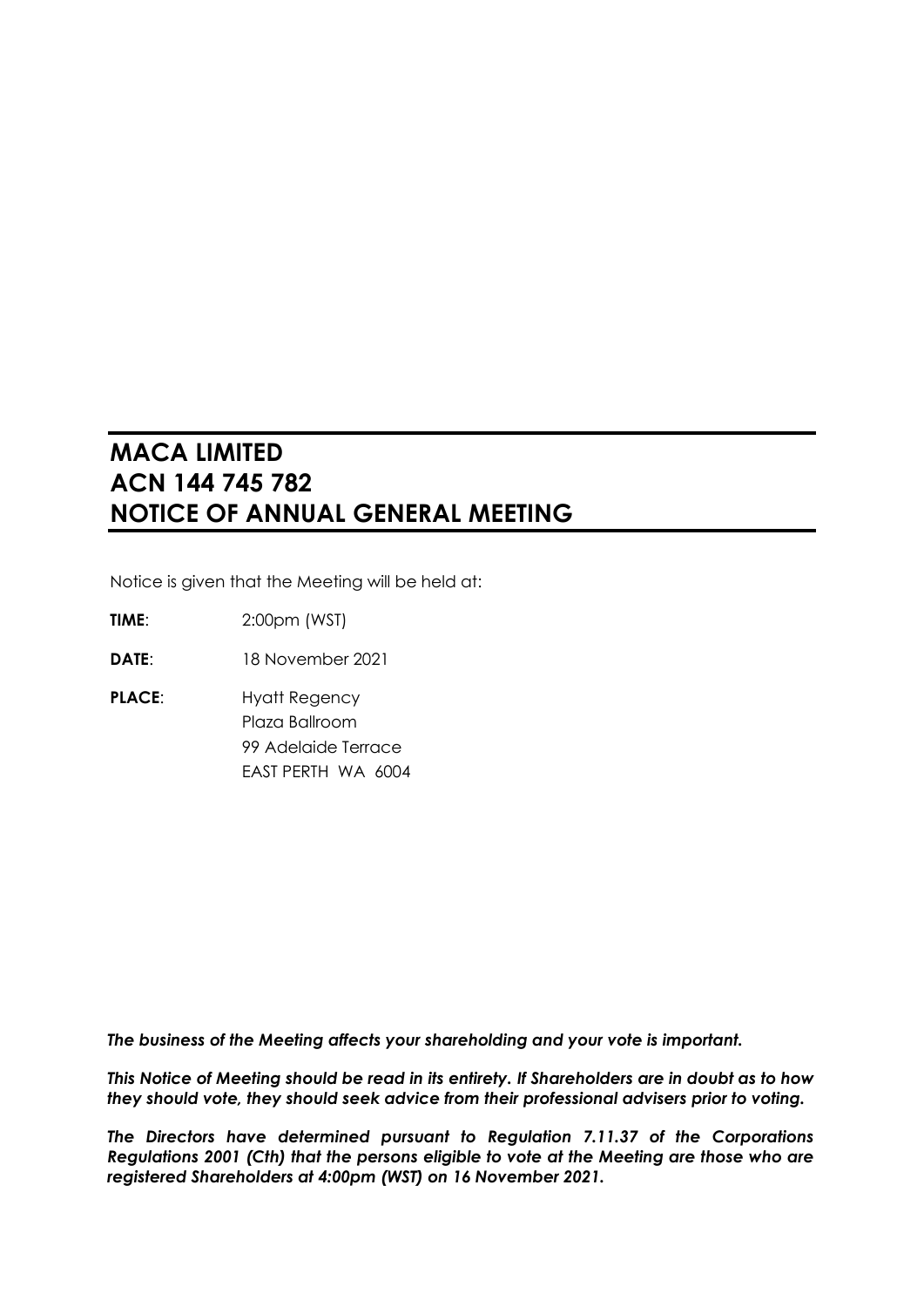# MACA LIMITED
# ACN 144 745 782
# NOTICE OF ANNUAL GENERAL MEETING

Notice is given that the Meeting will be held at:

**TIME**: 2:00pm (WST)

**DATE**: 18 November 2021

**PLACE**: Hyatt Regency
Plaza Ballroom
99 Adelaide Terrace
EAST PERTH WA 6004

***The business of the Meeting affects your shareholding and your vote is important.***

***This Notice of Meeting should be read in its entirety. If Shareholders are in doubt as to how they should vote, they should seek advice from their professional advisers prior to voting.***

***The Directors have determined pursuant to Regulation 7.11.37 of the Corporations Regulations 2001 (Cth) that the persons eligible to vote at the Meeting are those who are registered Shareholders at 4:00pm (WST) on 16 November 2021.***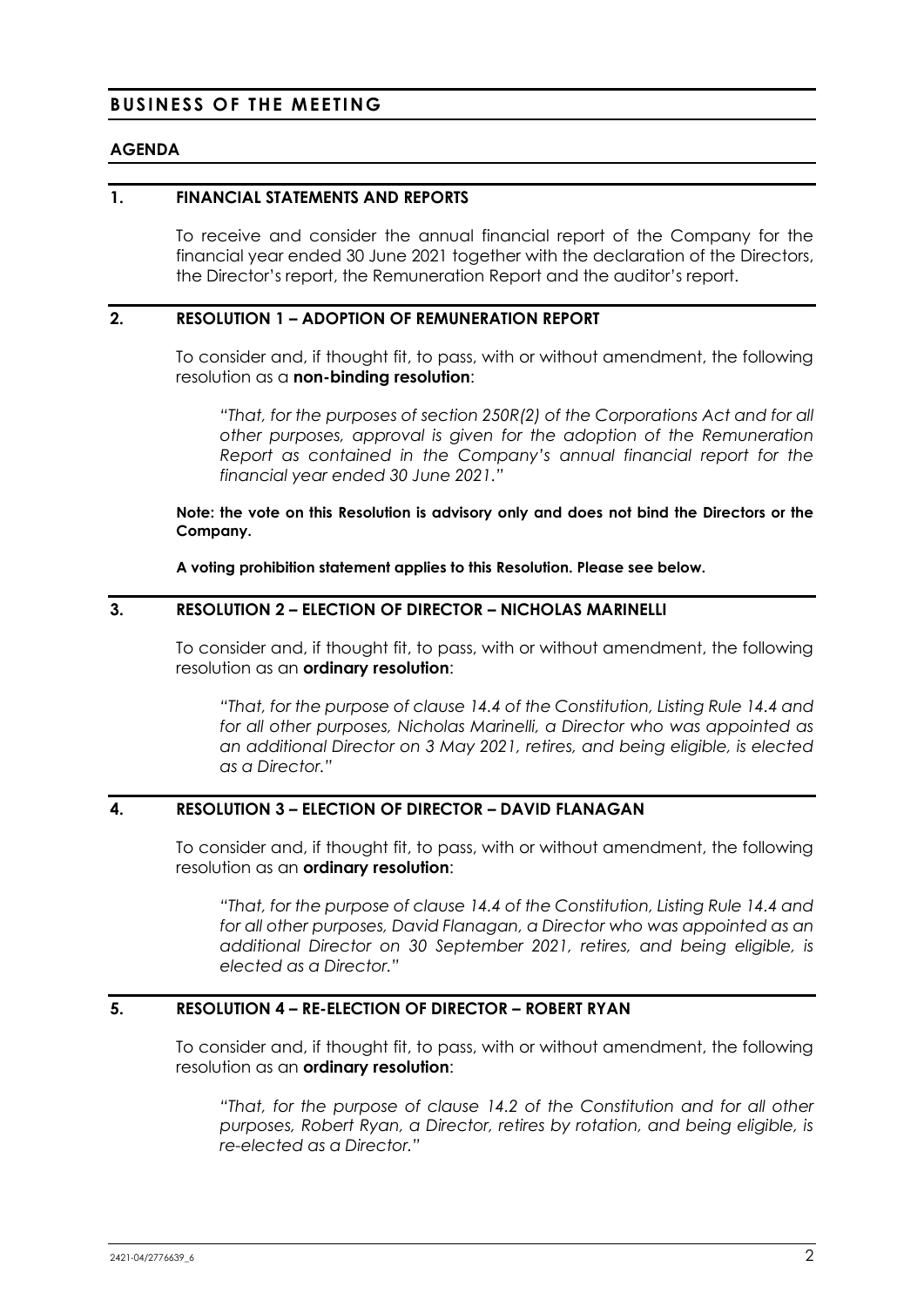# BUSINESS OF THE MEETING

## AGENDA

### 1. FINANCIAL STATEMENTS AND REPORTS

To receive and consider the annual financial report of the Company for the financial year ended 30 June 2021 together with the declaration of the Directors, the Director's report, the Remuneration Report and the auditor's report.

### 2. RESOLUTION 1 – ADOPTION OF REMUNERATION REPORT

To consider and, if thought fit, to pass, with or without amendment, the following resolution as a **non-binding resolution**:

> *"That, for the purposes of section 250R(2) of the Corporations Act and for all other purposes, approval is given for the adoption of the Remuneration Report as contained in the Company's annual financial report for the financial year ended 30 June 2021."*

**Note: the vote on this Resolution is advisory only and does not bind the Directors or the Company.**

**A voting prohibition statement applies to this Resolution. Please see below.**

### 3. RESOLUTION 2 – ELECTION OF DIRECTOR – NICHOLAS MARINELLI

To consider and, if thought fit, to pass, with or without amendment, the following resolution as an **ordinary resolution**:

> *"That, for the purpose of clause 14.4 of the Constitution, Listing Rule 14.4 and for all other purposes, Nicholas Marinelli, a Director who was appointed as an additional Director on 3 May 2021, retires, and being eligible, is elected as a Director."*

### 4. RESOLUTION 3 – ELECTION OF DIRECTOR – DAVID FLANAGAN

To consider and, if thought fit, to pass, with or without amendment, the following resolution as an **ordinary resolution**:

> *"That, for the purpose of clause 14.4 of the Constitution, Listing Rule 14.4 and for all other purposes, David Flanagan, a Director who was appointed as an additional Director on 30 September 2021, retires, and being eligible, is elected as a Director."*

### 5. RESOLUTION 4 – RE-ELECTION OF DIRECTOR – ROBERT RYAN

To consider and, if thought fit, to pass, with or without amendment, the following resolution as an **ordinary resolution**:

> *"That, for the purpose of clause 14.2 of the Constitution and for all other purposes, Robert Ryan, a Director, retires by rotation, and being eligible, is re-elected as a Director."*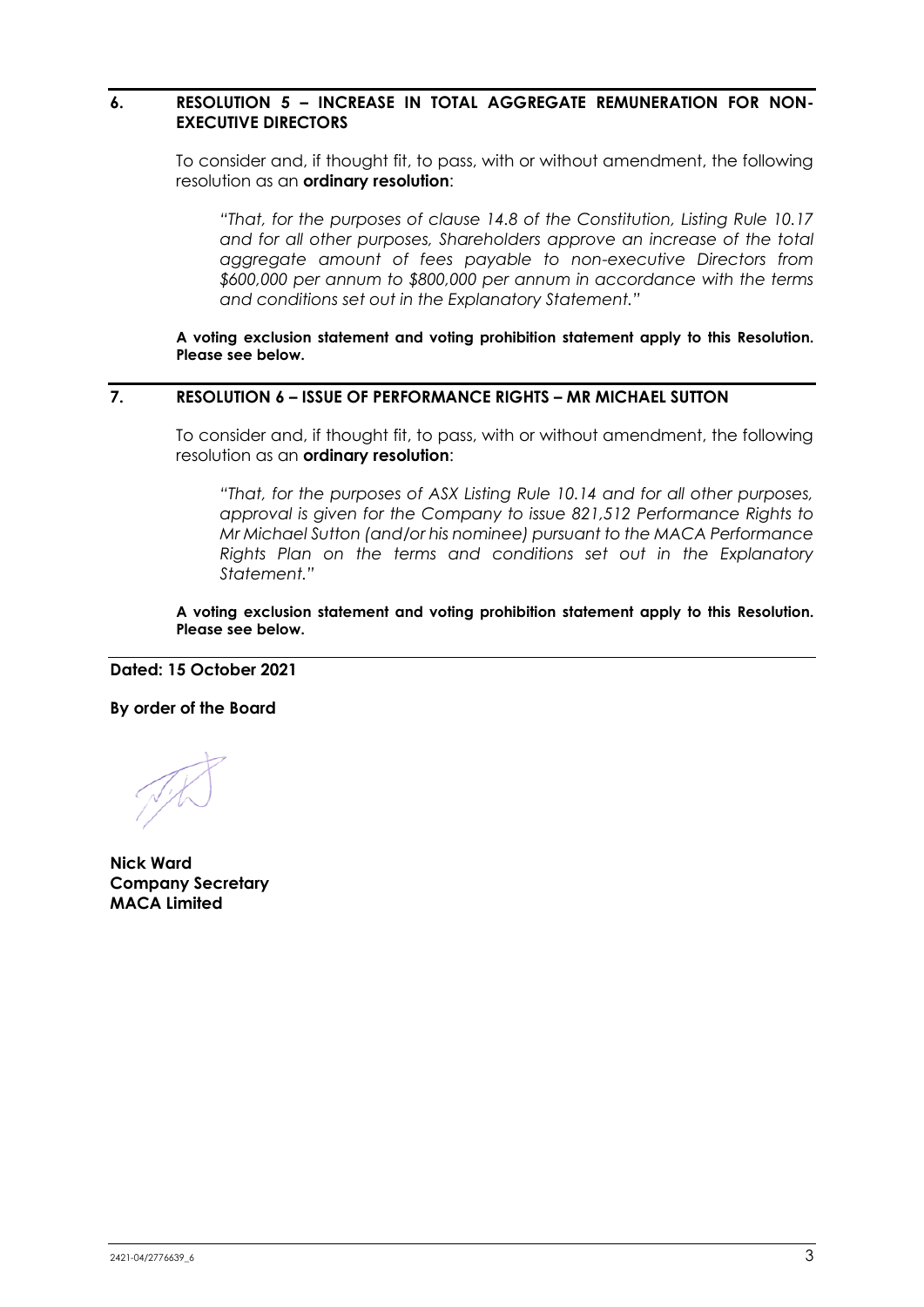## 6. RESOLUTION 5 – INCREASE IN TOTAL AGGREGATE REMUNERATION FOR NON-EXECUTIVE DIRECTORS

To consider and, if thought fit, to pass, with or without amendment, the following resolution as an **ordinary resolution**:

*"That, for the purposes of clause 14.8 of the Constitution, Listing Rule 10.17 and for all other purposes, Shareholders approve an increase of the total aggregate amount of fees payable to non-executive Directors from $600,000 per annum to $800,000 per annum in accordance with the terms and conditions set out in the Explanatory Statement."*

**A voting exclusion statement and voting prohibition statement apply to this Resolution. Please see below.**

## 7. RESOLUTION 6 – ISSUE OF PERFORMANCE RIGHTS – MR MICHAEL SUTTON

To consider and, if thought fit, to pass, with or without amendment, the following resolution as an **ordinary resolution**:

*"That, for the purposes of ASX Listing Rule 10.14 and for all other purposes, approval is given for the Company to issue 821,512 Performance Rights to Mr Michael Sutton (and/or his nominee) pursuant to the MACA Performance Rights Plan on the terms and conditions set out in the Explanatory Statement."*

**A voting exclusion statement and voting prohibition statement apply to this Resolution. Please see below.**

**Dated: 15 October 2021**

**By order of the Board**

**Nick Ward**
**Company Secretary**
**MACA Limited**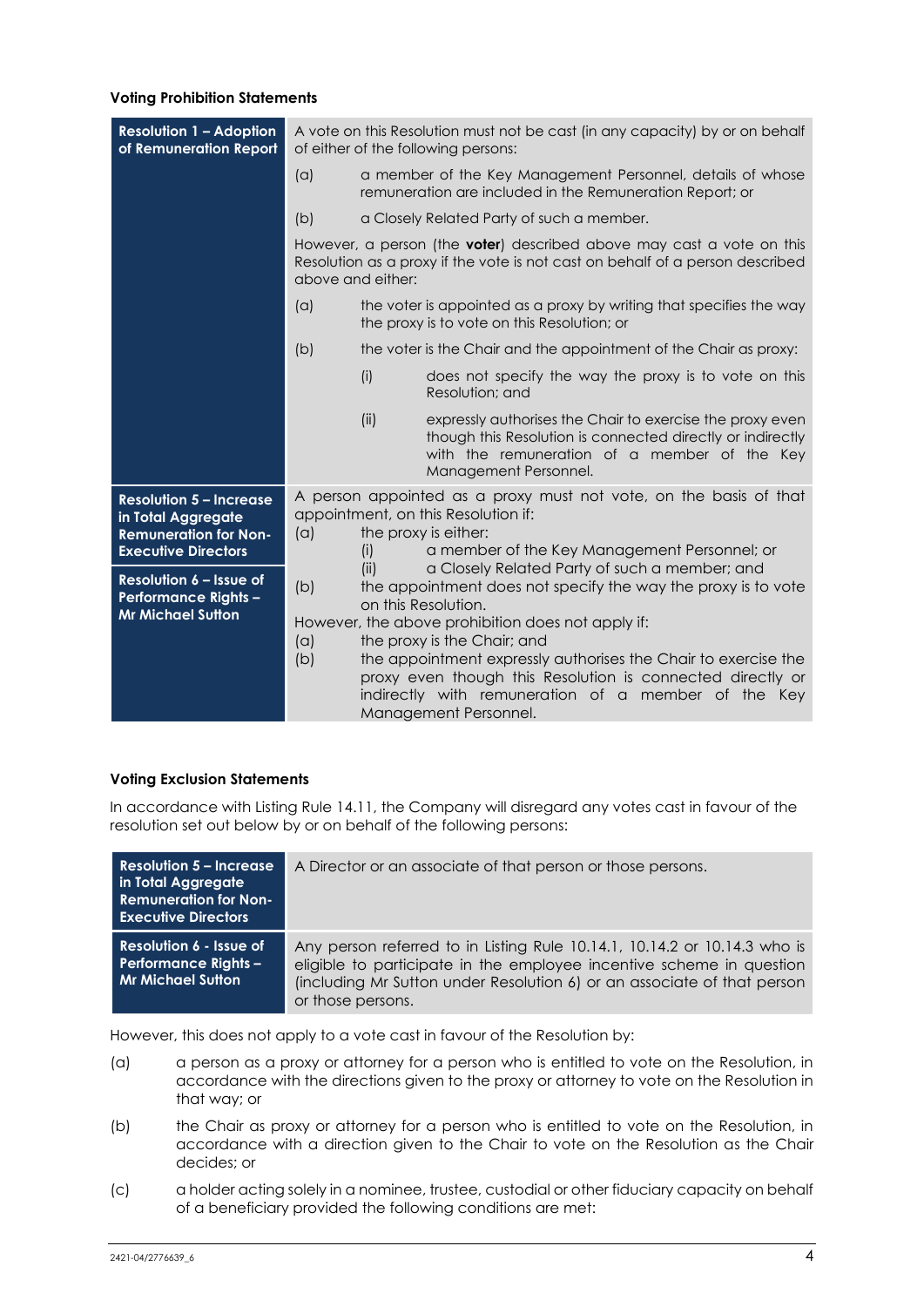**Voting Prohibition Statements**

| | |
|---|---|
| **Resolution 1 – Adoption of Remuneration Report** | A vote on this Resolution must not be cast (in any capacity) by or on behalf of either of the following persons:<br>(a) a member of the Key Management Personnel, details of whose remuneration are included in the Remuneration Report; or<br>(b) a Closely Related Party of such a member.<br>However, a person (the **voter**) described above may cast a vote on this Resolution as a proxy if the vote is not cast on behalf of a person described above and either:<br>(a) the voter is appointed as a proxy by writing that specifies the way the proxy is to vote on this Resolution; or<br>(b) the voter is the Chair and the appointment of the Chair as proxy:<br>(i) does not specify the way the proxy is to vote on this Resolution; and<br>(ii) expressly authorises the Chair to exercise the proxy even though this Resolution is connected directly or indirectly with the remuneration of a member of the Key Management Personnel. |
| **Resolution 5 – Increase in Total Aggregate Remuneration for Non-Executive Directors**<br><br>**Resolution 6 – Issue of Performance Rights – Mr Michael Sutton** | A person appointed as a proxy must not vote, on the basis of that appointment, on this Resolution if:<br>(a) the proxy is either:<br>(i) a member of the Key Management Personnel; or<br>(ii) a Closely Related Party of such a member; and<br>(b) the appointment does not specify the way the proxy is to vote on this Resolution.<br>However, the above prohibition does not apply if:<br>(a) the proxy is the Chair; and<br>(b) the appointment expressly authorises the Chair to exercise the proxy even though this Resolution is connected directly or indirectly with remuneration of a member of the Key Management Personnel. |

**Voting Exclusion Statements**

In accordance with Listing Rule 14.11, the Company will disregard any votes cast in favour of the resolution set out below by or on behalf of the following persons:

| | |
|---|---|
| **Resolution 5 – Increase in Total Aggregate Remuneration for Non-Executive Directors** | A Director or an associate of that person or those persons. |
| **Resolution 6 - Issue of Performance Rights – Mr Michael Sutton** | Any person referred to in Listing Rule 10.14.1, 10.14.2 or 10.14.3 who is eligible to participate in the employee incentive scheme in question (including Mr Sutton under Resolution 6) or an associate of that person or those persons. |

However, this does not apply to a vote cast in favour of the Resolution by:

(a) a person as a proxy or attorney for a person who is entitled to vote on the Resolution, in accordance with the directions given to the proxy or attorney to vote on the Resolution in that way; or

(b) the Chair as proxy or attorney for a person who is entitled to vote on the Resolution, in accordance with a direction given to the Chair to vote on the Resolution as the Chair decides; or

(c) a holder acting solely in a nominee, trustee, custodial or other fiduciary capacity on behalf of a beneficiary provided the following conditions are met: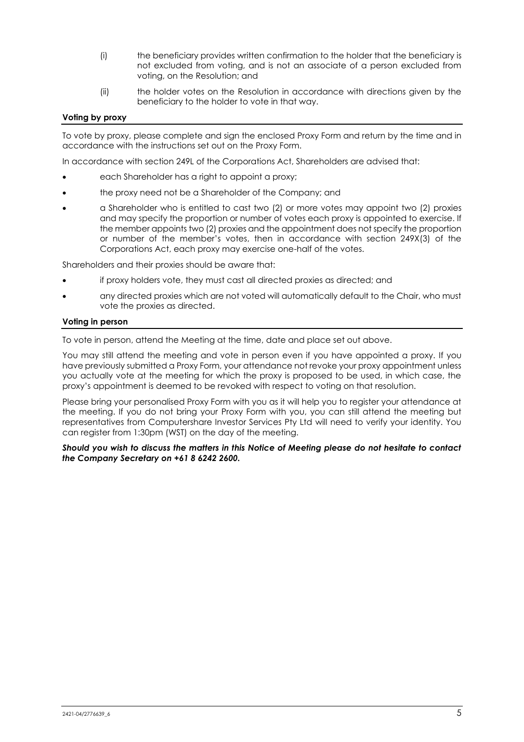(i) the beneficiary provides written confirmation to the holder that the beneficiary is not excluded from voting, and is not an associate of a person excluded from voting, on the Resolution; and

(ii) the holder votes on the Resolution in accordance with directions given by the beneficiary to the holder to vote in that way.

**Voting by proxy**

To vote by proxy, please complete and sign the enclosed Proxy Form and return by the time and in accordance with the instructions set out on the Proxy Form.

In accordance with section 249L of the Corporations Act, Shareholders are advised that:

- each Shareholder has a right to appoint a proxy;
- the proxy need not be a Shareholder of the Company; and
- a Shareholder who is entitled to cast two (2) or more votes may appoint two (2) proxies and may specify the proportion or number of votes each proxy is appointed to exercise. If the member appoints two (2) proxies and the appointment does not specify the proportion or number of the member's votes, then in accordance with section 249X(3) of the Corporations Act, each proxy may exercise one-half of the votes.

Shareholders and their proxies should be aware that:

- if proxy holders vote, they must cast all directed proxies as directed; and
- any directed proxies which are not voted will automatically default to the Chair, who must vote the proxies as directed.

**Voting in person**

To vote in person, attend the Meeting at the time, date and place set out above.

You may still attend the meeting and vote in person even if you have appointed a proxy. If you have previously submitted a Proxy Form, your attendance not revoke your proxy appointment unless you actually vote at the meeting for which the proxy is proposed to be used, in which case, the proxy's appointment is deemed to be revoked with respect to voting on that resolution.

Please bring your personalised Proxy Form with you as it will help you to register your attendance at the meeting. If you do not bring your Proxy Form with you, you can still attend the meeting but representatives from Computershare Investor Services Pty Ltd will need to verify your identity. You can register from 1:30pm (WST) on the day of the meeting.

***Should you wish to discuss the matters in this Notice of Meeting please do not hesitate to contact the Company Secretary on +61 8 6242 2600.***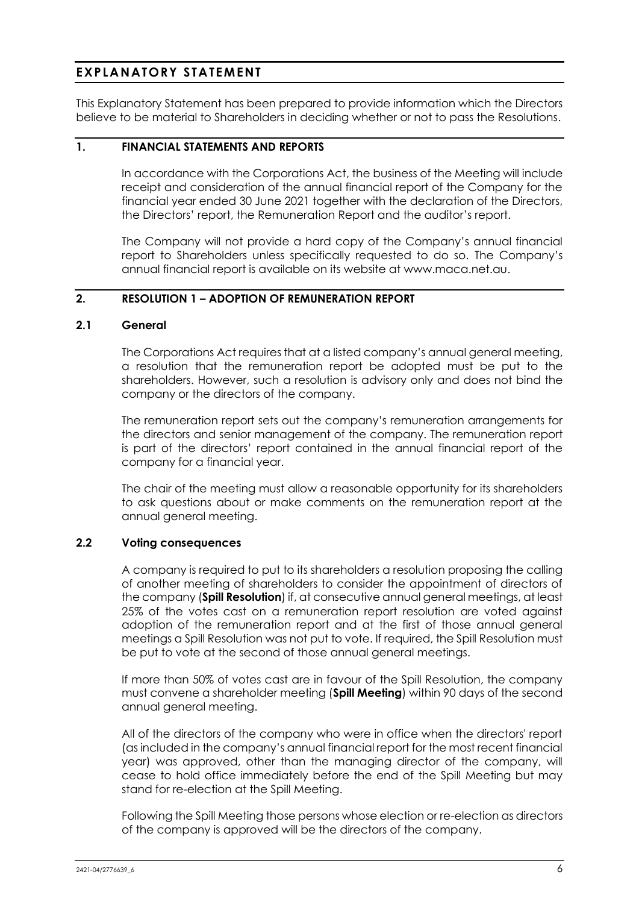# EXPLANATORY STATEMENT

This Explanatory Statement has been prepared to provide information which the Directors believe to be material to Shareholders in deciding whether or not to pass the Resolutions.

## 1. FINANCIAL STATEMENTS AND REPORTS

In accordance with the Corporations Act, the business of the Meeting will include receipt and consideration of the annual financial report of the Company for the financial year ended 30 June 2021 together with the declaration of the Directors, the Directors' report, the Remuneration Report and the auditor's report.

The Company will not provide a hard copy of the Company's annual financial report to Shareholders unless specifically requested to do so. The Company's annual financial report is available on its website at www.maca.net.au.

## 2. RESOLUTION 1 – ADOPTION OF REMUNERATION REPORT

### 2.1 General

The Corporations Act requires that at a listed company's annual general meeting, a resolution that the remuneration report be adopted must be put to the shareholders. However, such a resolution is advisory only and does not bind the company or the directors of the company.

The remuneration report sets out the company's remuneration arrangements for the directors and senior management of the company. The remuneration report is part of the directors' report contained in the annual financial report of the company for a financial year.

The chair of the meeting must allow a reasonable opportunity for its shareholders to ask questions about or make comments on the remuneration report at the annual general meeting.

### 2.2 Voting consequences

A company is required to put to its shareholders a resolution proposing the calling of another meeting of shareholders to consider the appointment of directors of the company (**Spill Resolution**) if, at consecutive annual general meetings, at least 25% of the votes cast on a remuneration report resolution are voted against adoption of the remuneration report and at the first of those annual general meetings a Spill Resolution was not put to vote. If required, the Spill Resolution must be put to vote at the second of those annual general meetings.

If more than 50% of votes cast are in favour of the Spill Resolution, the company must convene a shareholder meeting (**Spill Meeting**) within 90 days of the second annual general meeting.

All of the directors of the company who were in office when the directors' report (as included in the company's annual financial report for the most recent financial year) was approved, other than the managing director of the company, will cease to hold office immediately before the end of the Spill Meeting but may stand for re-election at the Spill Meeting.

Following the Spill Meeting those persons whose election or re-election as directors of the company is approved will be the directors of the company.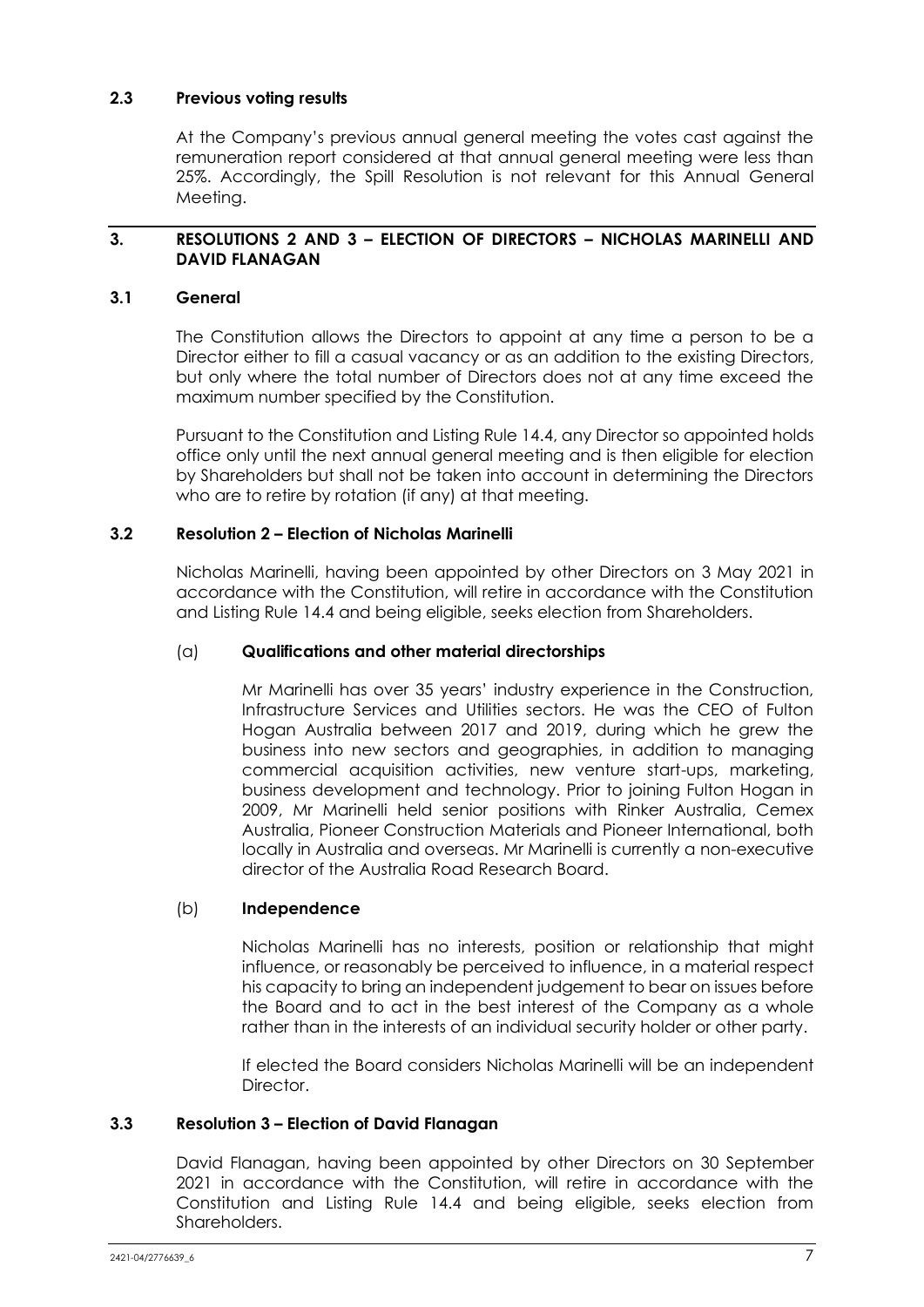### 2.3 Previous voting results

At the Company's previous annual general meeting the votes cast against the remuneration report considered at that annual general meeting were less than 25%. Accordingly, the Spill Resolution is not relevant for this Annual General Meeting.

## 3. RESOLUTIONS 2 AND 3 – ELECTION OF DIRECTORS – NICHOLAS MARINELLI AND DAVID FLANAGAN

### 3.1 General

The Constitution allows the Directors to appoint at any time a person to be a Director either to fill a casual vacancy or as an addition to the existing Directors, but only where the total number of Directors does not at any time exceed the maximum number specified by the Constitution.

Pursuant to the Constitution and Listing Rule 14.4, any Director so appointed holds office only until the next annual general meeting and is then eligible for election by Shareholders but shall not be taken into account in determining the Directors who are to retire by rotation (if any) at that meeting.

### 3.2 Resolution 2 – Election of Nicholas Marinelli

Nicholas Marinelli, having been appointed by other Directors on 3 May 2021 in accordance with the Constitution, will retire in accordance with the Constitution and Listing Rule 14.4 and being eligible, seeks election from Shareholders.

(a) **Qualifications and other material directorships**

Mr Marinelli has over 35 years' industry experience in the Construction, Infrastructure Services and Utilities sectors. He was the CEO of Fulton Hogan Australia between 2017 and 2019, during which he grew the business into new sectors and geographies, in addition to managing commercial acquisition activities, new venture start-ups, marketing, business development and technology. Prior to joining Fulton Hogan in 2009, Mr Marinelli held senior positions with Rinker Australia, Cemex Australia, Pioneer Construction Materials and Pioneer International, both locally in Australia and overseas. Mr Marinelli is currently a non-executive director of the Australia Road Research Board.

(b) **Independence**

Nicholas Marinelli has no interests, position or relationship that might influence, or reasonably be perceived to influence, in a material respect his capacity to bring an independent judgement to bear on issues before the Board and to act in the best interest of the Company as a whole rather than in the interests of an individual security holder or other party.

If elected the Board considers Nicholas Marinelli will be an independent Director.

### 3.3 Resolution 3 – Election of David Flanagan

David Flanagan, having been appointed by other Directors on 30 September 2021 in accordance with the Constitution, will retire in accordance with the Constitution and Listing Rule 14.4 and being eligible, seeks election from Shareholders.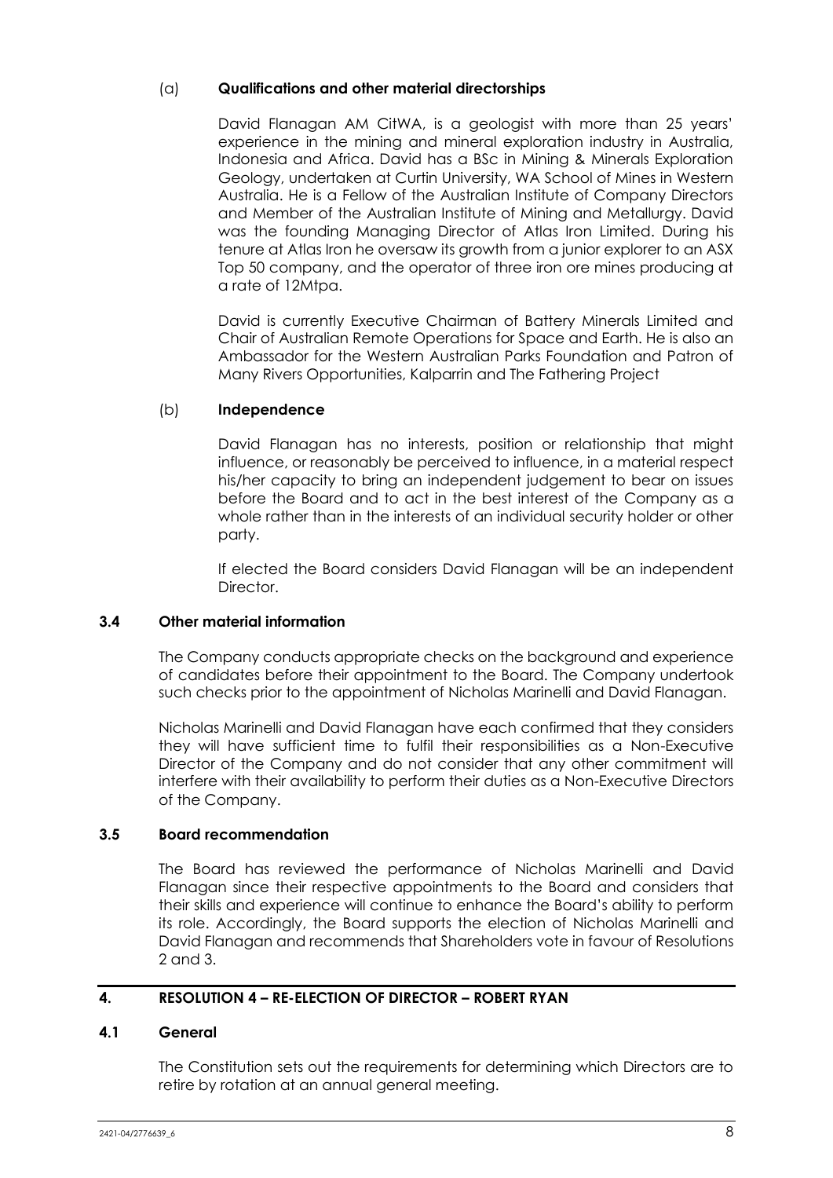(a) **Qualifications and other material directorships**

David Flanagan AM CitWA, is a geologist with more than 25 years' experience in the mining and mineral exploration industry in Australia, Indonesia and Africa. David has a BSc in Mining & Minerals Exploration Geology, undertaken at Curtin University, WA School of Mines in Western Australia. He is a Fellow of the Australian Institute of Company Directors and Member of the Australian Institute of Mining and Metallurgy. David was the founding Managing Director of Atlas Iron Limited. During his tenure at Atlas Iron he oversaw its growth from a junior explorer to an ASX Top 50 company, and the operator of three iron ore mines producing at a rate of 12Mtpa.

David is currently Executive Chairman of Battery Minerals Limited and Chair of Australian Remote Operations for Space and Earth. He is also an Ambassador for the Western Australian Parks Foundation and Patron of Many Rivers Opportunities, Kalparrin and The Fathering Project

(b) **Independence**

David Flanagan has no interests, position or relationship that might influence, or reasonably be perceived to influence, in a material respect his/her capacity to bring an independent judgement to bear on issues before the Board and to act in the best interest of the Company as a whole rather than in the interests of an individual security holder or other party.

If elected the Board considers David Flanagan will be an independent Director.

### 3.4 Other material information

The Company conducts appropriate checks on the background and experience of candidates before their appointment to the Board. The Company undertook such checks prior to the appointment of Nicholas Marinelli and David Flanagan.

Nicholas Marinelli and David Flanagan have each confirmed that they considers they will have sufficient time to fulfil their responsibilities as a Non-Executive Director of the Company and do not consider that any other commitment will interfere with their availability to perform their duties as a Non-Executive Directors of the Company.

### 3.5 Board recommendation

The Board has reviewed the performance of Nicholas Marinelli and David Flanagan since their respective appointments to the Board and considers that their skills and experience will continue to enhance the Board's ability to perform its role. Accordingly, the Board supports the election of Nicholas Marinelli and David Flanagan and recommends that Shareholders vote in favour of Resolutions 2 and 3.

## 4. RESOLUTION 4 – RE-ELECTION OF DIRECTOR – ROBERT RYAN

### 4.1 General

The Constitution sets out the requirements for determining which Directors are to retire by rotation at an annual general meeting.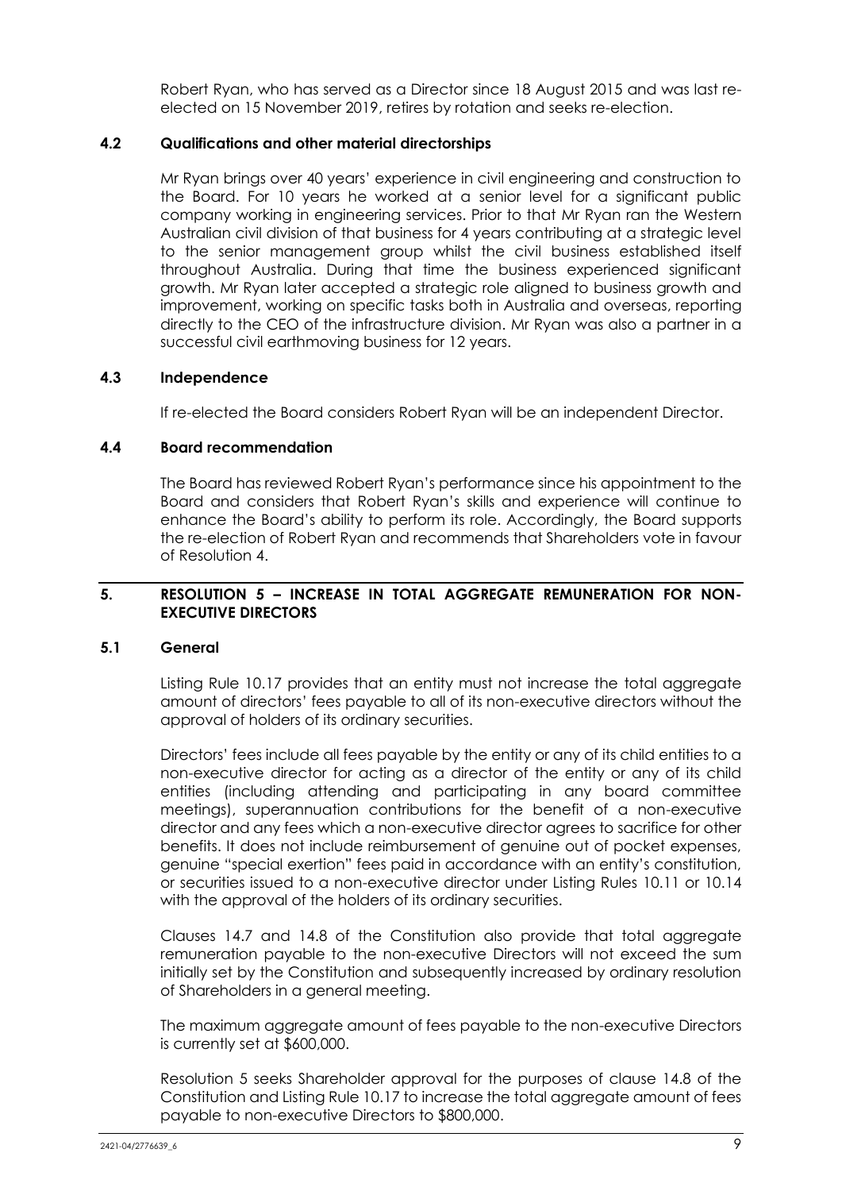Robert Ryan, who has served as a Director since 18 August 2015 and was last re-elected on 15 November 2019, retires by rotation and seeks re-election.

### 4.2 Qualifications and other material directorships

Mr Ryan brings over 40 years' experience in civil engineering and construction to the Board. For 10 years he worked at a senior level for a significant public company working in engineering services. Prior to that Mr Ryan ran the Western Australian civil division of that business for 4 years contributing at a strategic level to the senior management group whilst the civil business established itself throughout Australia. During that time the business experienced significant growth. Mr Ryan later accepted a strategic role aligned to business growth and improvement, working on specific tasks both in Australia and overseas, reporting directly to the CEO of the infrastructure division. Mr Ryan was also a partner in a successful civil earthmoving business for 12 years.

### 4.3 Independence

If re-elected the Board considers Robert Ryan will be an independent Director.

### 4.4 Board recommendation

The Board has reviewed Robert Ryan's performance since his appointment to the Board and considers that Robert Ryan's skills and experience will continue to enhance the Board's ability to perform its role. Accordingly, the Board supports the re-election of Robert Ryan and recommends that Shareholders vote in favour of Resolution 4.

## 5. RESOLUTION 5 – INCREASE IN TOTAL AGGREGATE REMUNERATION FOR NON-EXECUTIVE DIRECTORS

### 5.1 General

Listing Rule 10.17 provides that an entity must not increase the total aggregate amount of directors' fees payable to all of its non-executive directors without the approval of holders of its ordinary securities.

Directors' fees include all fees payable by the entity or any of its child entities to a non-executive director for acting as a director of the entity or any of its child entities (including attending and participating in any board committee meetings), superannuation contributions for the benefit of a non-executive director and any fees which a non-executive director agrees to sacrifice for other benefits. It does not include reimbursement of genuine out of pocket expenses, genuine "special exertion" fees paid in accordance with an entity's constitution, or securities issued to a non-executive director under Listing Rules 10.11 or 10.14 with the approval of the holders of its ordinary securities.

Clauses 14.7 and 14.8 of the Constitution also provide that total aggregate remuneration payable to the non-executive Directors will not exceed the sum initially set by the Constitution and subsequently increased by ordinary resolution of Shareholders in a general meeting.

The maximum aggregate amount of fees payable to the non-executive Directors is currently set at $600,000.

Resolution 5 seeks Shareholder approval for the purposes of clause 14.8 of the Constitution and Listing Rule 10.17 to increase the total aggregate amount of fees payable to non-executive Directors to $800,000.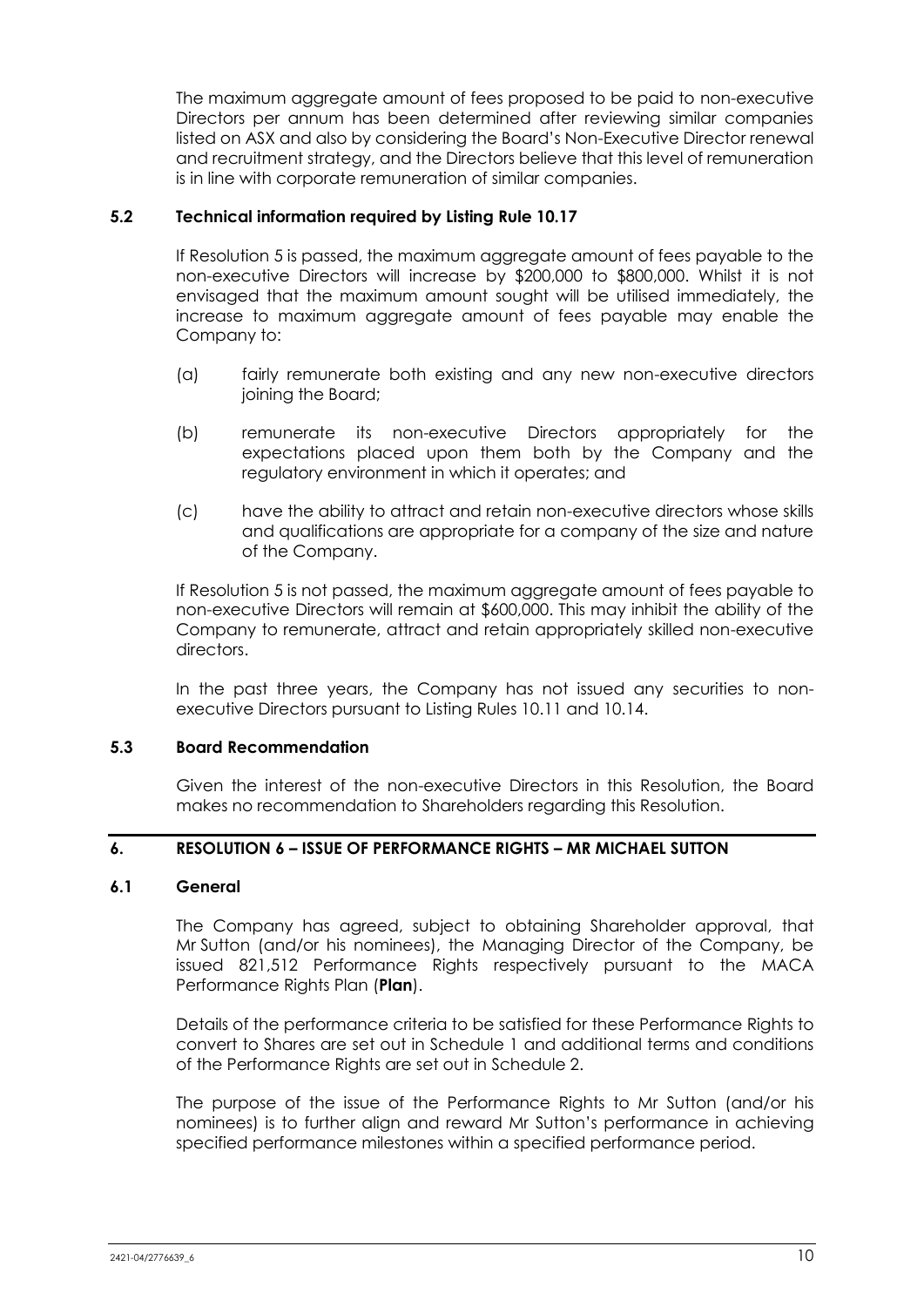The maximum aggregate amount of fees proposed to be paid to non-executive Directors per annum has been determined after reviewing similar companies listed on ASX and also by considering the Board's Non-Executive Director renewal and recruitment strategy, and the Directors believe that this level of remuneration is in line with corporate remuneration of similar companies.

### 5.2 Technical information required by Listing Rule 10.17

If Resolution 5 is passed, the maximum aggregate amount of fees payable to the non-executive Directors will increase by $200,000 to $800,000. Whilst it is not envisaged that the maximum amount sought will be utilised immediately, the increase to maximum aggregate amount of fees payable may enable the Company to:

(a) fairly remunerate both existing and any new non-executive directors joining the Board;

(b) remunerate its non-executive Directors appropriately for the expectations placed upon them both by the Company and the regulatory environment in which it operates; and

(c) have the ability to attract and retain non-executive directors whose skills and qualifications are appropriate for a company of the size and nature of the Company.

If Resolution 5 is not passed, the maximum aggregate amount of fees payable to non-executive Directors will remain at $600,000. This may inhibit the ability of the Company to remunerate, attract and retain appropriately skilled non-executive directors.

In the past three years, the Company has not issued any securities to non-executive Directors pursuant to Listing Rules 10.11 and 10.14.

### 5.3 Board Recommendation

Given the interest of the non-executive Directors in this Resolution, the Board makes no recommendation to Shareholders regarding this Resolution.

## 6. RESOLUTION 6 – ISSUE OF PERFORMANCE RIGHTS – MR MICHAEL SUTTON

### 6.1 General

The Company has agreed, subject to obtaining Shareholder approval, that Mr Sutton (and/or his nominees), the Managing Director of the Company, be issued 821,512 Performance Rights respectively pursuant to the MACA Performance Rights Plan (**Plan**).

Details of the performance criteria to be satisfied for these Performance Rights to convert to Shares are set out in Schedule 1 and additional terms and conditions of the Performance Rights are set out in Schedule 2.

The purpose of the issue of the Performance Rights to Mr Sutton (and/or his nominees) is to further align and reward Mr Sutton's performance in achieving specified performance milestones within a specified performance period.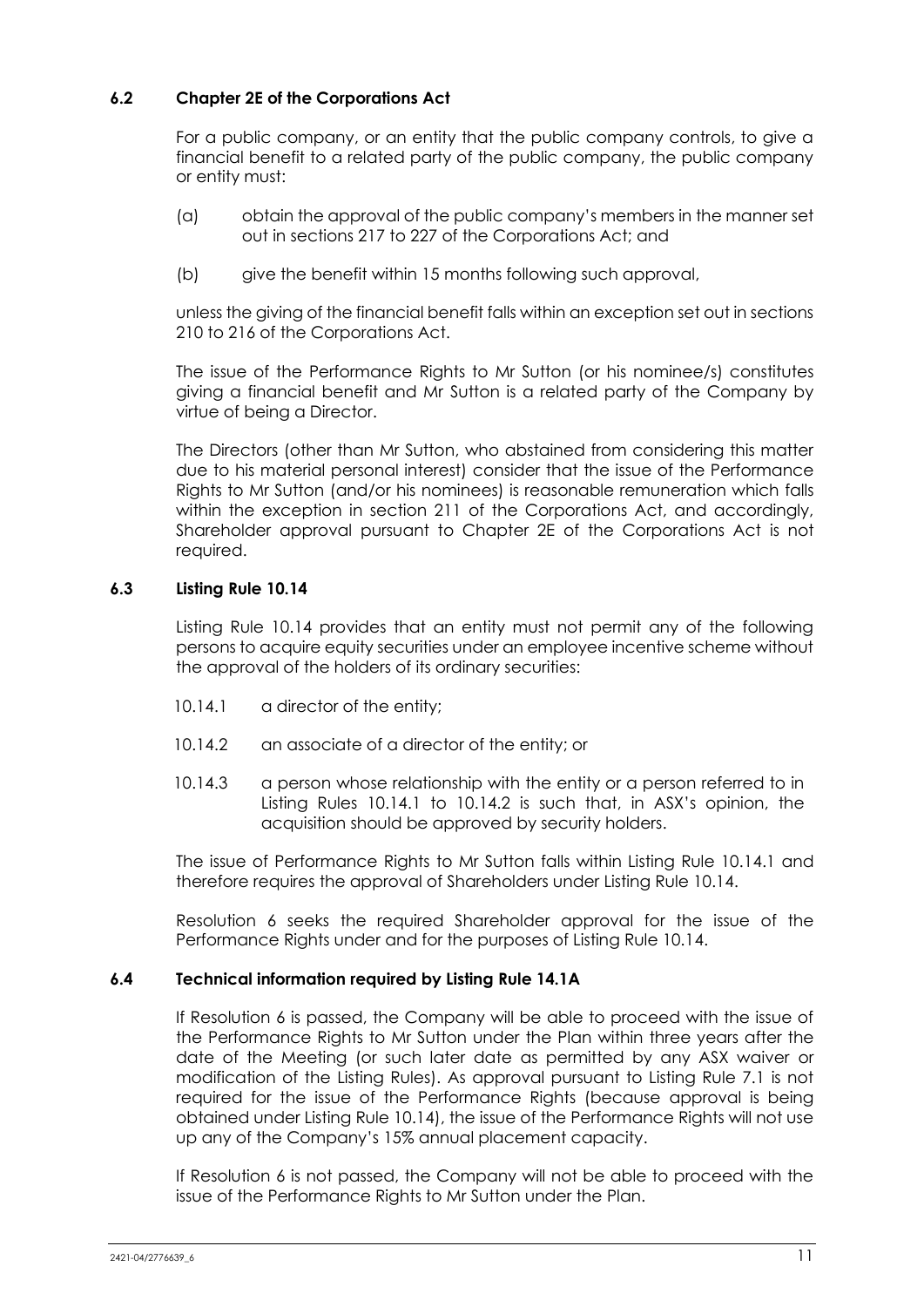### 6.2 Chapter 2E of the Corporations Act

For a public company, or an entity that the public company controls, to give a financial benefit to a related party of the public company, the public company or entity must:

(a) obtain the approval of the public company's members in the manner set out in sections 217 to 227 of the Corporations Act; and

(b) give the benefit within 15 months following such approval,

unless the giving of the financial benefit falls within an exception set out in sections 210 to 216 of the Corporations Act.

The issue of the Performance Rights to Mr Sutton (or his nominee/s) constitutes giving a financial benefit and Mr Sutton is a related party of the Company by virtue of being a Director.

The Directors (other than Mr Sutton, who abstained from considering this matter due to his material personal interest) consider that the issue of the Performance Rights to Mr Sutton (and/or his nominees) is reasonable remuneration which falls within the exception in section 211 of the Corporations Act, and accordingly, Shareholder approval pursuant to Chapter 2E of the Corporations Act is not required.

### 6.3 Listing Rule 10.14

Listing Rule 10.14 provides that an entity must not permit any of the following persons to acquire equity securities under an employee incentive scheme without the approval of the holders of its ordinary securities:

10.14.1 a director of the entity;

10.14.2 an associate of a director of the entity; or

10.14.3 a person whose relationship with the entity or a person referred to in Listing Rules 10.14.1 to 10.14.2 is such that, in ASX's opinion, the acquisition should be approved by security holders.

The issue of Performance Rights to Mr Sutton falls within Listing Rule 10.14.1 and therefore requires the approval of Shareholders under Listing Rule 10.14.

Resolution 6 seeks the required Shareholder approval for the issue of the Performance Rights under and for the purposes of Listing Rule 10.14.

### 6.4 Technical information required by Listing Rule 14.1A

If Resolution 6 is passed, the Company will be able to proceed with the issue of the Performance Rights to Mr Sutton under the Plan within three years after the date of the Meeting (or such later date as permitted by any ASX waiver or modification of the Listing Rules). As approval pursuant to Listing Rule 7.1 is not required for the issue of the Performance Rights (because approval is being obtained under Listing Rule 10.14), the issue of the Performance Rights will not use up any of the Company's 15% annual placement capacity.

If Resolution 6 is not passed, the Company will not be able to proceed with the issue of the Performance Rights to Mr Sutton under the Plan.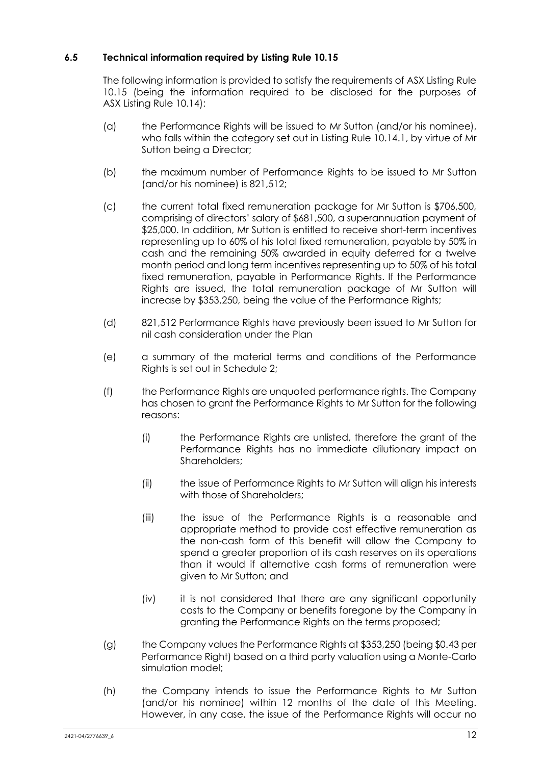### 6.5 Technical information required by Listing Rule 10.15

The following information is provided to satisfy the requirements of ASX Listing Rule 10.15 (being the information required to be disclosed for the purposes of ASX Listing Rule 10.14):

(a) the Performance Rights will be issued to Mr Sutton (and/or his nominee), who falls within the category set out in Listing Rule 10.14.1, by virtue of Mr Sutton being a Director;

(b) the maximum number of Performance Rights to be issued to Mr Sutton (and/or his nominee) is 821,512;

(c) the current total fixed remuneration package for Mr Sutton is $706,500, comprising of directors' salary of $681,500, a superannuation payment of $25,000. In addition, Mr Sutton is entitled to receive short-term incentives representing up to 60% of his total fixed remuneration, payable by 50% in cash and the remaining 50% awarded in equity deferred for a twelve month period and long term incentives representing up to 50% of his total fixed remuneration, payable in Performance Rights. If the Performance Rights are issued, the total remuneration package of Mr Sutton will increase by $353,250, being the value of the Performance Rights;

(d) 821,512 Performance Rights have previously been issued to Mr Sutton for nil cash consideration under the Plan

(e) a summary of the material terms and conditions of the Performance Rights is set out in Schedule 2;

(f) the Performance Rights are unquoted performance rights. The Company has chosen to grant the Performance Rights to Mr Sutton for the following reasons:

  (i) the Performance Rights are unlisted, therefore the grant of the Performance Rights has no immediate dilutionary impact on Shareholders;

  (ii) the issue of Performance Rights to Mr Sutton will align his interests with those of Shareholders;

  (iii) the issue of the Performance Rights is a reasonable and appropriate method to provide cost effective remuneration as the non-cash form of this benefit will allow the Company to spend a greater proportion of its cash reserves on its operations than it would if alternative cash forms of remuneration were given to Mr Sutton; and

  (iv) it is not considered that there are any significant opportunity costs to the Company or benefits foregone by the Company in granting the Performance Rights on the terms proposed;

(g) the Company values the Performance Rights at $353,250 (being $0.43 per Performance Right) based on a third party valuation using a Monte-Carlo simulation model;

(h) the Company intends to issue the Performance Rights to Mr Sutton (and/or his nominee) within 12 months of the date of this Meeting. However, in any case, the issue of the Performance Rights will occur no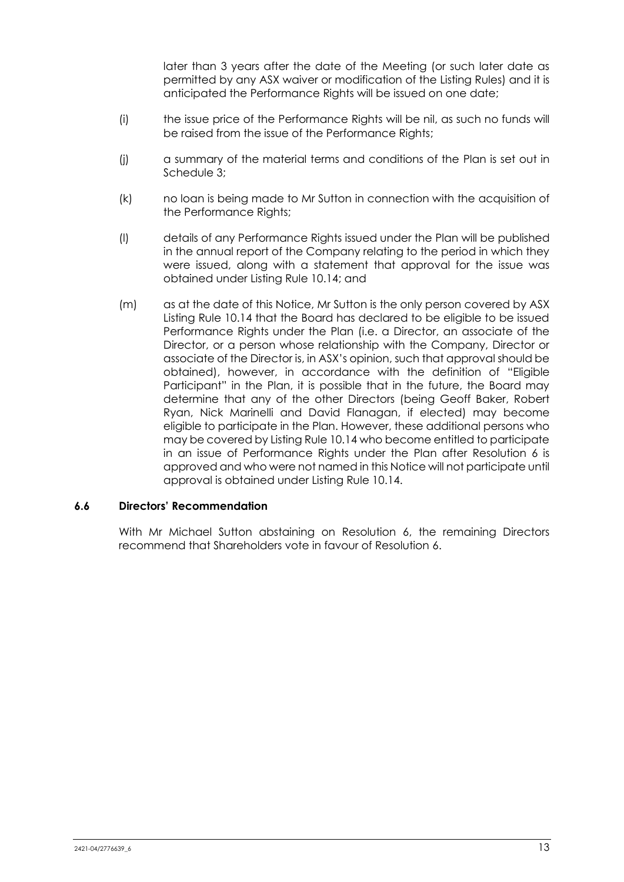later than 3 years after the date of the Meeting (or such later date as permitted by any ASX waiver or modification of the Listing Rules) and it is anticipated the Performance Rights will be issued on one date;

(i) the issue price of the Performance Rights will be nil, as such no funds will be raised from the issue of the Performance Rights;

(j) a summary of the material terms and conditions of the Plan is set out in Schedule 3;

(k) no loan is being made to Mr Sutton in connection with the acquisition of the Performance Rights;

(l) details of any Performance Rights issued under the Plan will be published in the annual report of the Company relating to the period in which they were issued, along with a statement that approval for the issue was obtained under Listing Rule 10.14; and

(m) as at the date of this Notice, Mr Sutton is the only person covered by ASX Listing Rule 10.14 that the Board has declared to be eligible to be issued Performance Rights under the Plan (i.e. a Director, an associate of the Director, or a person whose relationship with the Company, Director or associate of the Director is, in ASX's opinion, such that approval should be obtained), however, in accordance with the definition of "Eligible Participant" in the Plan, it is possible that in the future, the Board may determine that any of the other Directors (being Geoff Baker, Robert Ryan, Nick Marinelli and David Flanagan, if elected) may become eligible to participate in the Plan. However, these additional persons who may be covered by Listing Rule 10.14 who become entitled to participate in an issue of Performance Rights under the Plan after Resolution 6 is approved and who were not named in this Notice will not participate until approval is obtained under Listing Rule 10.14.

### 6.6 Directors' Recommendation

With Mr Michael Sutton abstaining on Resolution 6, the remaining Directors recommend that Shareholders vote in favour of Resolution 6.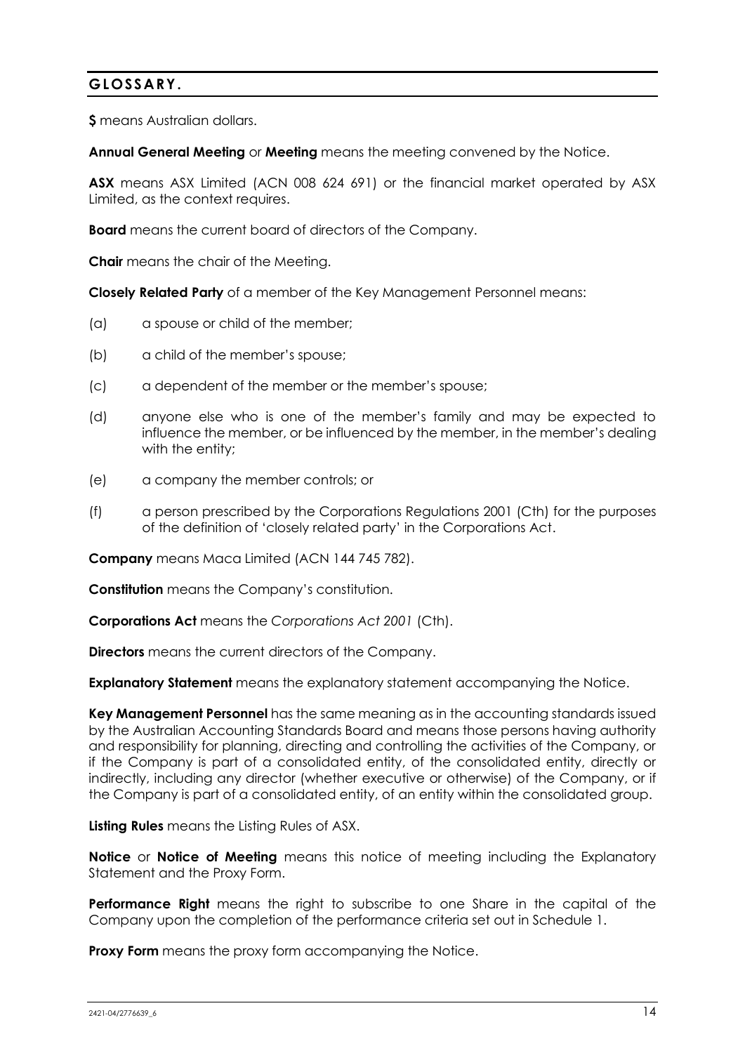## GLOSSARY.

**$** means Australian dollars.

**Annual General Meeting** or **Meeting** means the meeting convened by the Notice.

**ASX** means ASX Limited (ACN 008 624 691) or the financial market operated by ASX Limited, as the context requires.

**Board** means the current board of directors of the Company.

**Chair** means the chair of the Meeting.

**Closely Related Party** of a member of the Key Management Personnel means:

(a) a spouse or child of the member;

(b) a child of the member's spouse;

(c) a dependent of the member or the member's spouse;

(d) anyone else who is one of the member's family and may be expected to influence the member, or be influenced by the member, in the member's dealing with the entity;

(e) a company the member controls; or

(f) a person prescribed by the Corporations Regulations 2001 (Cth) for the purposes of the definition of 'closely related party' in the Corporations Act.

**Company** means Maca Limited (ACN 144 745 782).

**Constitution** means the Company's constitution.

**Corporations Act** means the *Corporations Act 2001* (Cth).

**Directors** means the current directors of the Company.

**Explanatory Statement** means the explanatory statement accompanying the Notice.

**Key Management Personnel** has the same meaning as in the accounting standards issued by the Australian Accounting Standards Board and means those persons having authority and responsibility for planning, directing and controlling the activities of the Company, or if the Company is part of a consolidated entity, of the consolidated entity, directly or indirectly, including any director (whether executive or otherwise) of the Company, or if the Company is part of a consolidated entity, of an entity within the consolidated group.

**Listing Rules** means the Listing Rules of ASX.

**Notice** or **Notice of Meeting** means this notice of meeting including the Explanatory Statement and the Proxy Form.

**Performance Right** means the right to subscribe to one Share in the capital of the Company upon the completion of the performance criteria set out in Schedule 1.

**Proxy Form** means the proxy form accompanying the Notice.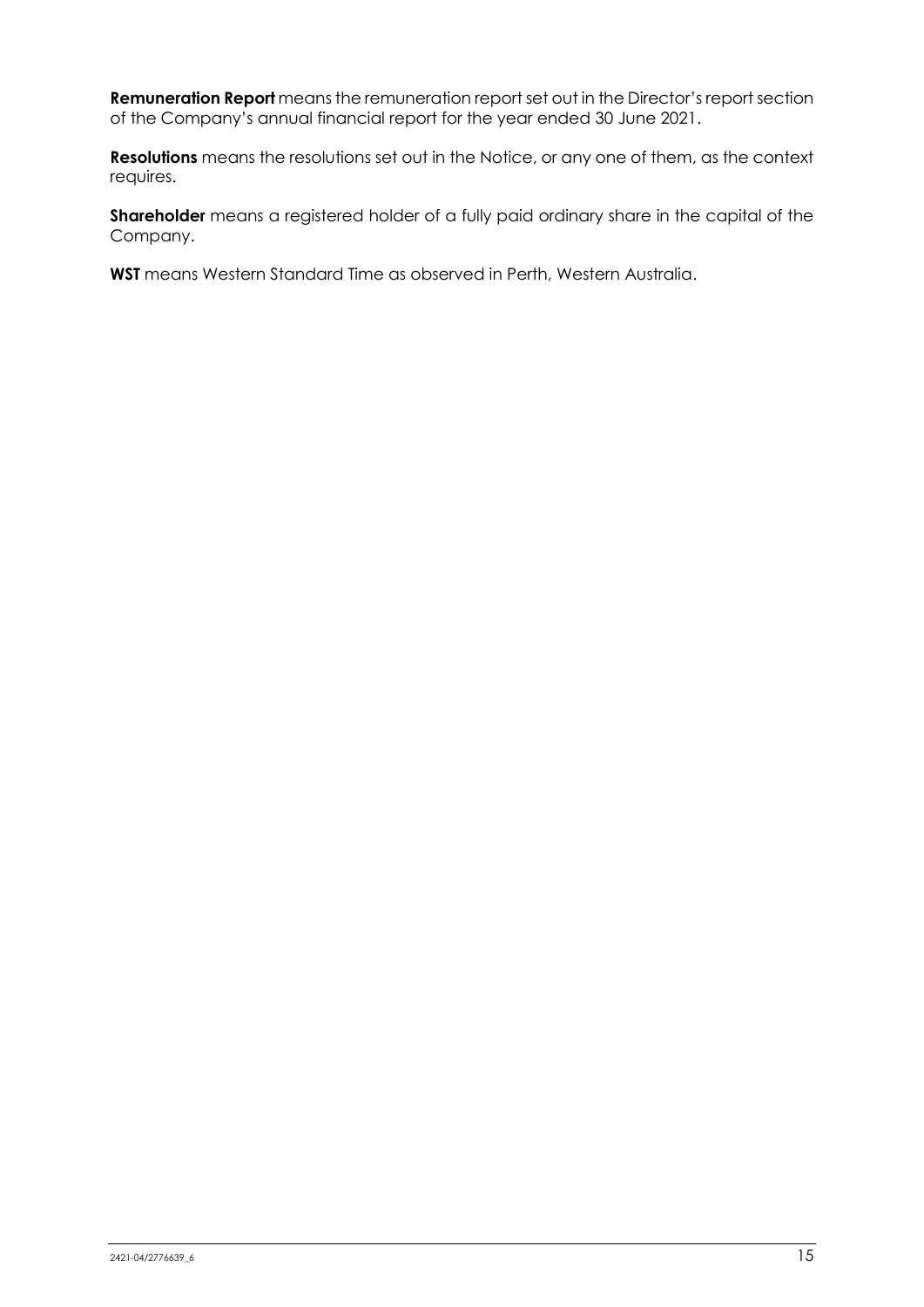**Remuneration Report** means the remuneration report set out in the Director's report section of the Company's annual financial report for the year ended 30 June 2021.

**Resolutions** means the resolutions set out in the Notice, or any one of them, as the context requires.

**Shareholder** means a registered holder of a fully paid ordinary share in the capital of the Company.

**WST** means Western Standard Time as observed in Perth, Western Australia.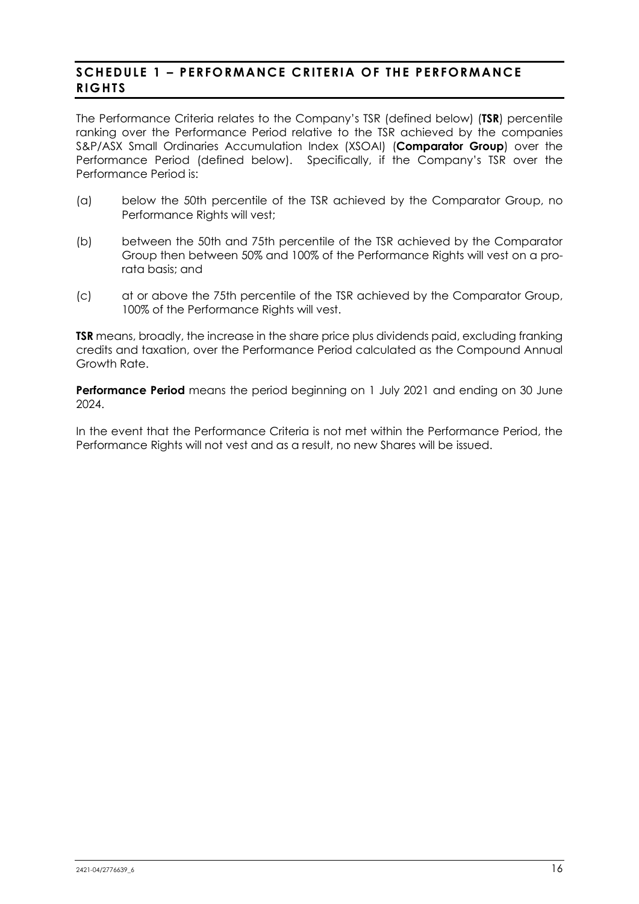## SCHEDULE 1 – PERFORMANCE CRITERIA OF THE PERFORMANCE RIGHTS

The Performance Criteria relates to the Company's TSR (defined below) (**TSR**) percentile ranking over the Performance Period relative to the TSR achieved by the companies S&P/ASX Small Ordinaries Accumulation Index (XSOAI) (**Comparator Group**) over the Performance Period (defined below). Specifically, if the Company's TSR over the Performance Period is:

(a) below the 50th percentile of the TSR achieved by the Comparator Group, no Performance Rights will vest;

(b) between the 50th and 75th percentile of the TSR achieved by the Comparator Group then between 50% and 100% of the Performance Rights will vest on a pro-rata basis; and

(c) at or above the 75th percentile of the TSR achieved by the Comparator Group, 100% of the Performance Rights will vest.

**TSR** means, broadly, the increase in the share price plus dividends paid, excluding franking credits and taxation, over the Performance Period calculated as the Compound Annual Growth Rate.

**Performance Period** means the period beginning on 1 July 2021 and ending on 30 June 2024.

In the event that the Performance Criteria is not met within the Performance Period, the Performance Rights will not vest and as a result, no new Shares will be issued.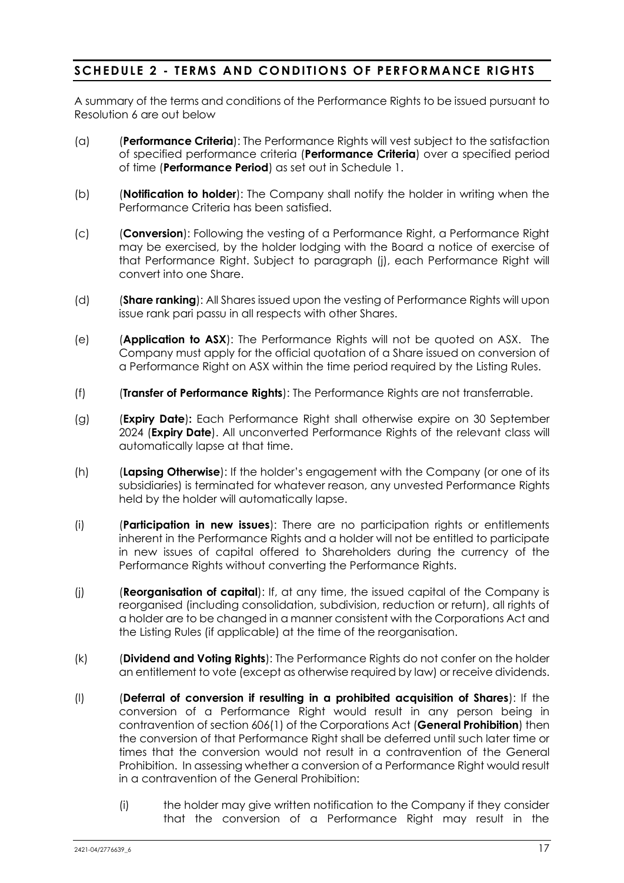## SCHEDULE 2 - TERMS AND CONDITIONS OF PERFORMANCE RIGHTS

A summary of the terms and conditions of the Performance Rights to be issued pursuant to Resolution 6 are out below

(a) (**Performance Criteria**): The Performance Rights will vest subject to the satisfaction of specified performance criteria (**Performance Criteria**) over a specified period of time (**Performance Period**) as set out in Schedule 1.

(b) (**Notification to holder**): The Company shall notify the holder in writing when the Performance Criteria has been satisfied.

(c) (**Conversion**): Following the vesting of a Performance Right, a Performance Right may be exercised, by the holder lodging with the Board a notice of exercise of that Performance Right. Subject to paragraph (j), each Performance Right will convert into one Share.

(d) (**Share ranking**): All Shares issued upon the vesting of Performance Rights will upon issue rank pari passu in all respects with other Shares.

(e) (**Application to ASX**): The Performance Rights will not be quoted on ASX. The Company must apply for the official quotation of a Share issued on conversion of a Performance Right on ASX within the time period required by the Listing Rules.

(f) (**Transfer of Performance Rights**): The Performance Rights are not transferrable.

(g) (**Expiry Date**)**:** Each Performance Right shall otherwise expire on 30 September 2024 (**Expiry Date**). All unconverted Performance Rights of the relevant class will automatically lapse at that time.

(h) (**Lapsing Otherwise**): If the holder's engagement with the Company (or one of its subsidiaries) is terminated for whatever reason, any unvested Performance Rights held by the holder will automatically lapse.

(i) (**Participation in new issues**): There are no participation rights or entitlements inherent in the Performance Rights and a holder will not be entitled to participate in new issues of capital offered to Shareholders during the currency of the Performance Rights without converting the Performance Rights.

(j) (**Reorganisation of capital**): If, at any time, the issued capital of the Company is reorganised (including consolidation, subdivision, reduction or return), all rights of a holder are to be changed in a manner consistent with the Corporations Act and the Listing Rules (if applicable) at the time of the reorganisation.

(k) (**Dividend and Voting Rights**): The Performance Rights do not confer on the holder an entitlement to vote (except as otherwise required by law) or receive dividends.

(l) (**Deferral of conversion if resulting in a prohibited acquisition of Shares**): If the conversion of a Performance Right would result in any person being in contravention of section 606(1) of the Corporations Act (**General Prohibition**) then the conversion of that Performance Right shall be deferred until such later time or times that the conversion would not result in a contravention of the General Prohibition. In assessing whether a conversion of a Performance Right would result in a contravention of the General Prohibition:

   (i) the holder may give written notification to the Company if they consider that the conversion of a Performance Right may result in the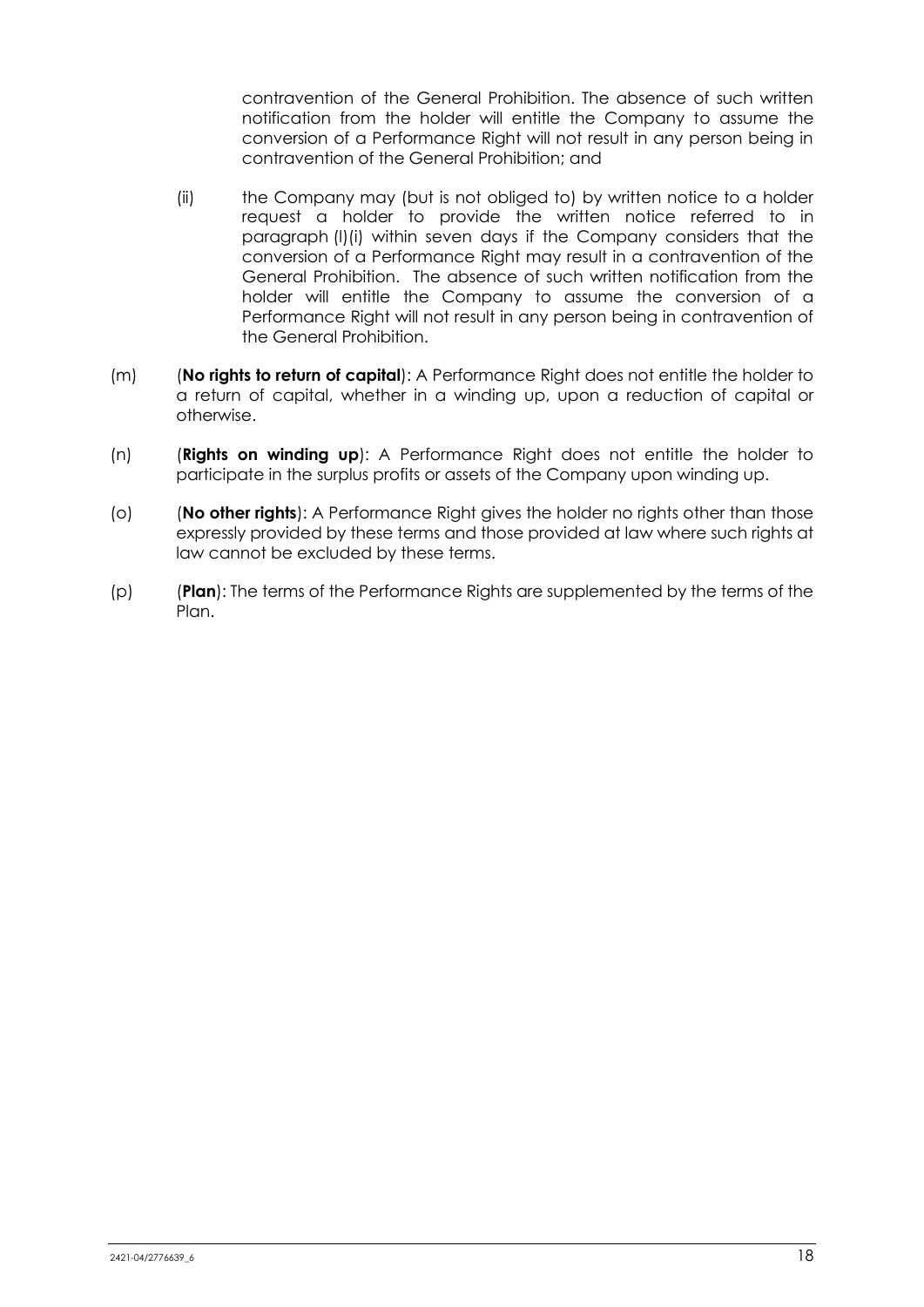contravention of the General Prohibition. The absence of such written notification from the holder will entitle the Company to assume the conversion of a Performance Right will not result in any person being in contravention of the General Prohibition; and

(ii) the Company may (but is not obliged to) by written notice to a holder request a holder to provide the written notice referred to in paragraph (l)(i) within seven days if the Company considers that the conversion of a Performance Right may result in a contravention of the General Prohibition. The absence of such written notification from the holder will entitle the Company to assume the conversion of a Performance Right will not result in any person being in contravention of the General Prohibition.

(m) (**No rights to return of capital**): A Performance Right does not entitle the holder to a return of capital, whether in a winding up, upon a reduction of capital or otherwise.

(n) (**Rights on winding up**): A Performance Right does not entitle the holder to participate in the surplus profits or assets of the Company upon winding up.

(o) (**No other rights**): A Performance Right gives the holder no rights other than those expressly provided by these terms and those provided at law where such rights at law cannot be excluded by these terms.

(p) (**Plan**): The terms of the Performance Rights are supplemented by the terms of the Plan.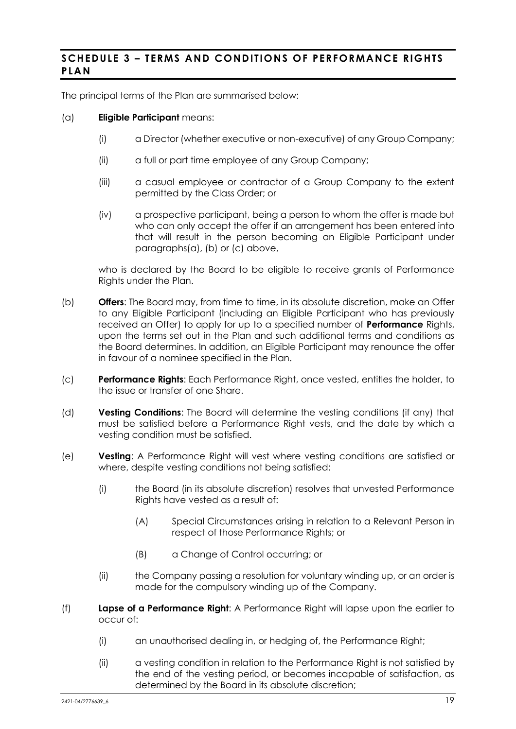## SCHEDULE 3 – TERMS AND CONDITIONS OF PERFORMANCE RIGHTS PLAN

The principal terms of the Plan are summarised below:

(a) **Eligible Participant** means:

 (i) a Director (whether executive or non-executive) of any Group Company;

 (ii) a full or part time employee of any Group Company;

 (iii) a casual employee or contractor of a Group Company to the extent permitted by the Class Order; or

 (iv) a prospective participant, being a person to whom the offer is made but who can only accept the offer if an arrangement has been entered into that will result in the person becoming an Eligible Participant under paragraphs(a), (b) or (c) above,

 who is declared by the Board to be eligible to receive grants of Performance Rights under the Plan.

(b) **Offers**: The Board may, from time to time, in its absolute discretion, make an Offer to any Eligible Participant (including an Eligible Participant who has previously received an Offer) to apply for up to a specified number of **Performance** Rights, upon the terms set out in the Plan and such additional terms and conditions as the Board determines. In addition, an Eligible Participant may renounce the offer in favour of a nominee specified in the Plan.

(c) **Performance Rights**: Each Performance Right, once vested, entitles the holder, to the issue or transfer of one Share.

(d) **Vesting Conditions**: The Board will determine the vesting conditions (if any) that must be satisfied before a Performance Right vests, and the date by which a vesting condition must be satisfied.

(e) **Vesting**: A Performance Right will vest where vesting conditions are satisfied or where, despite vesting conditions not being satisfied:

 (i) the Board (in its absolute discretion) resolves that unvested Performance Rights have vested as a result of:

  (A) Special Circumstances arising in relation to a Relevant Person in respect of those Performance Rights; or

  (B) a Change of Control occurring; or

 (ii) the Company passing a resolution for voluntary winding up, or an order is made for the compulsory winding up of the Company.

(f) **Lapse of a Performance Right**: A Performance Right will lapse upon the earlier to occur of:

 (i) an unauthorised dealing in, or hedging of, the Performance Right;

 (ii) a vesting condition in relation to the Performance Right is not satisfied by the end of the vesting period, or becomes incapable of satisfaction, as determined by the Board in its absolute discretion;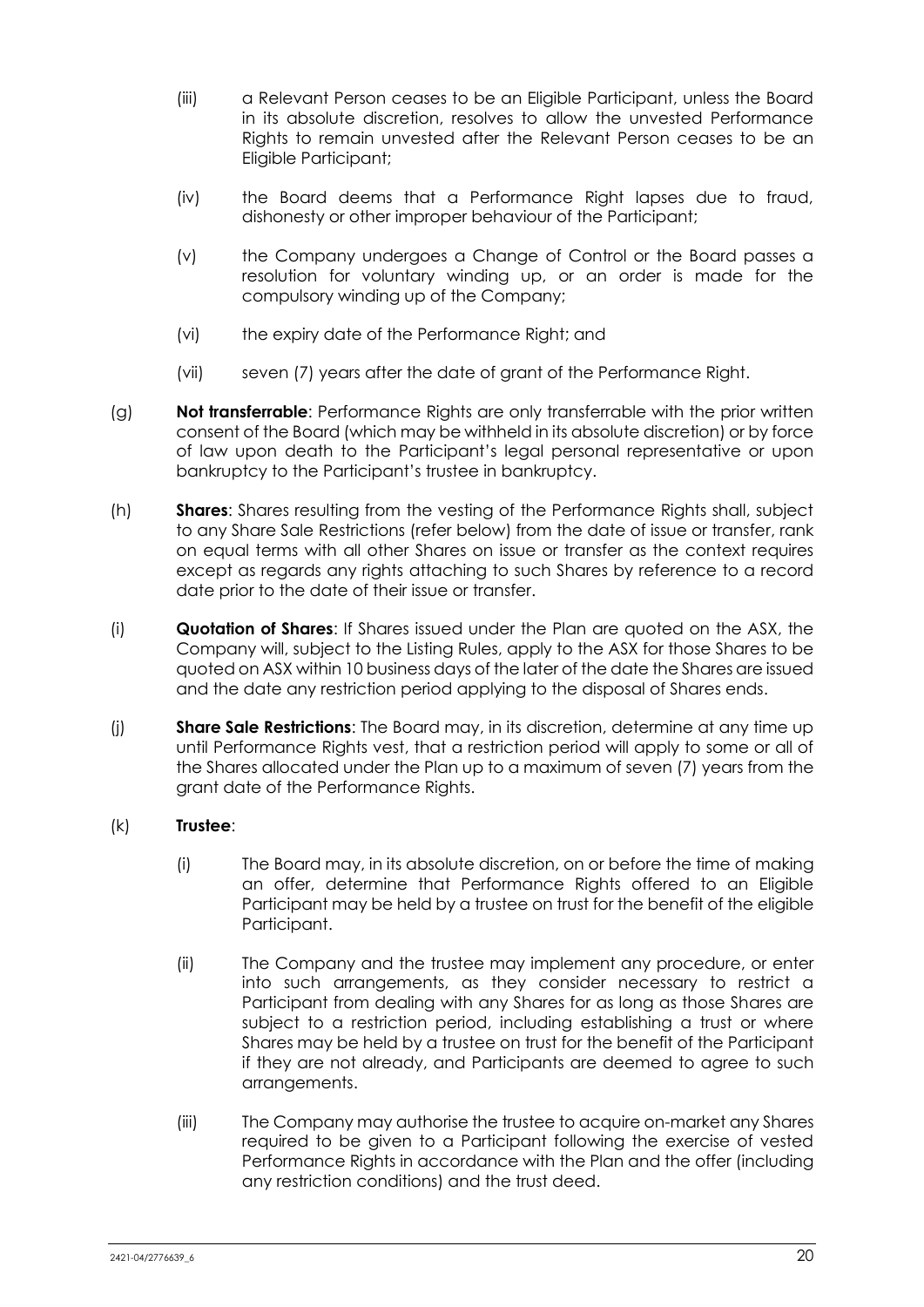(iii) a Relevant Person ceases to be an Eligible Participant, unless the Board in its absolute discretion, resolves to allow the unvested Performance Rights to remain unvested after the Relevant Person ceases to be an Eligible Participant;

(iv) the Board deems that a Performance Right lapses due to fraud, dishonesty or other improper behaviour of the Participant;

(v) the Company undergoes a Change of Control or the Board passes a resolution for voluntary winding up, or an order is made for the compulsory winding up of the Company;

(vi) the expiry date of the Performance Right; and

(vii) seven (7) years after the date of grant of the Performance Right.

(g) **Not transferrable**: Performance Rights are only transferrable with the prior written consent of the Board (which may be withheld in its absolute discretion) or by force of law upon death to the Participant's legal personal representative or upon bankruptcy to the Participant's trustee in bankruptcy.

(h) **Shares**: Shares resulting from the vesting of the Performance Rights shall, subject to any Share Sale Restrictions (refer below) from the date of issue or transfer, rank on equal terms with all other Shares on issue or transfer as the context requires except as regards any rights attaching to such Shares by reference to a record date prior to the date of their issue or transfer.

(i) **Quotation of Shares**: If Shares issued under the Plan are quoted on the ASX, the Company will, subject to the Listing Rules, apply to the ASX for those Shares to be quoted on ASX within 10 business days of the later of the date the Shares are issued and the date any restriction period applying to the disposal of Shares ends.

(j) **Share Sale Restrictions**: The Board may, in its discretion, determine at any time up until Performance Rights vest, that a restriction period will apply to some or all of the Shares allocated under the Plan up to a maximum of seven (7) years from the grant date of the Performance Rights.

(k) **Trustee**:

(i) The Board may, in its absolute discretion, on or before the time of making an offer, determine that Performance Rights offered to an Eligible Participant may be held by a trustee on trust for the benefit of the eligible Participant.

(ii) The Company and the trustee may implement any procedure, or enter into such arrangements, as they consider necessary to restrict a Participant from dealing with any Shares for as long as those Shares are subject to a restriction period, including establishing a trust or where Shares may be held by a trustee on trust for the benefit of the Participant if they are not already, and Participants are deemed to agree to such arrangements.

(iii) The Company may authorise the trustee to acquire on-market any Shares required to be given to a Participant following the exercise of vested Performance Rights in accordance with the Plan and the offer (including any restriction conditions) and the trust deed.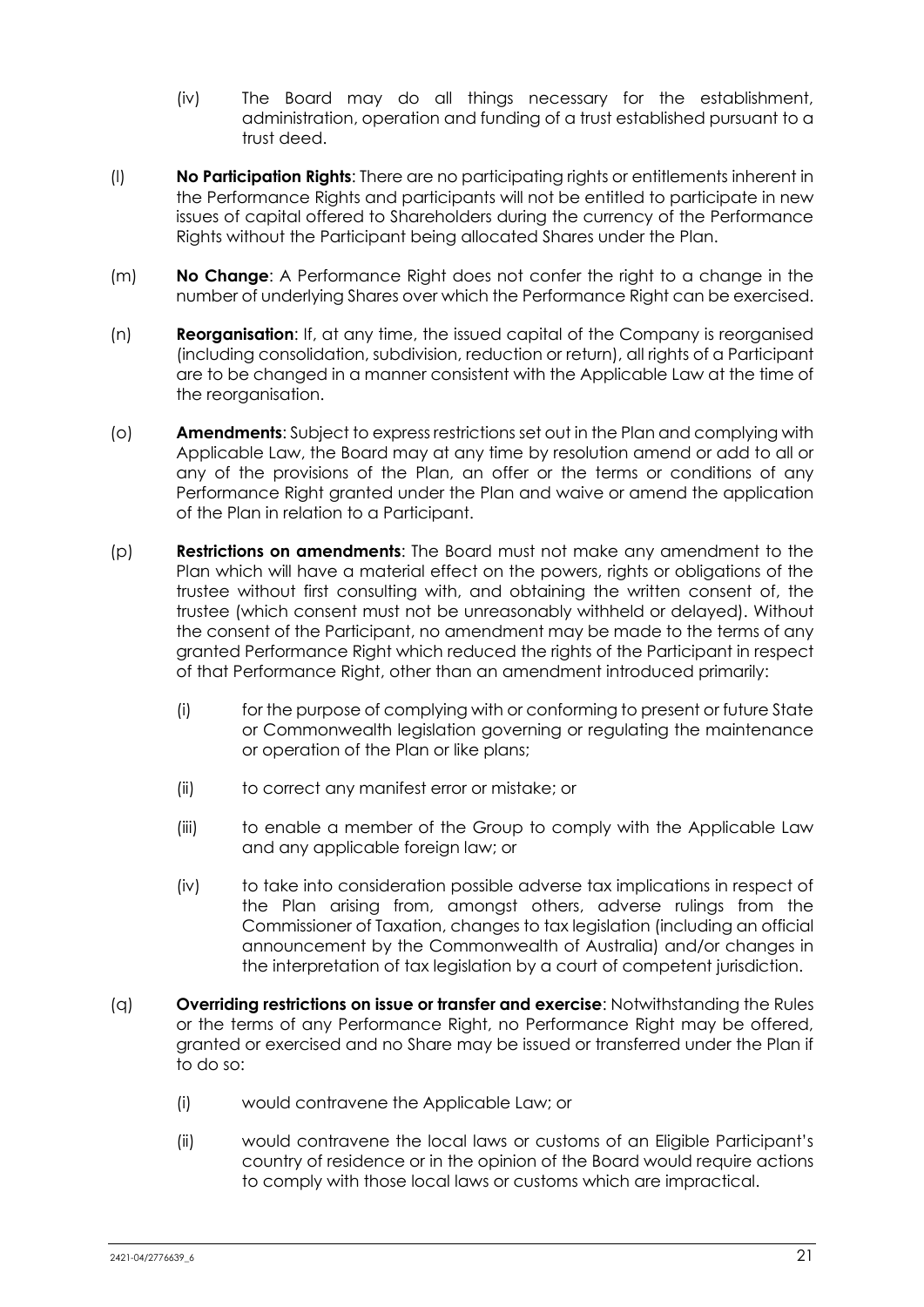(iv) The Board may do all things necessary for the establishment, administration, operation and funding of a trust established pursuant to a trust deed.

(l) **No Participation Rights**: There are no participating rights or entitlements inherent in the Performance Rights and participants will not be entitled to participate in new issues of capital offered to Shareholders during the currency of the Performance Rights without the Participant being allocated Shares under the Plan.

(m) **No Change**: A Performance Right does not confer the right to a change in the number of underlying Shares over which the Performance Right can be exercised.

(n) **Reorganisation**: If, at any time, the issued capital of the Company is reorganised (including consolidation, subdivision, reduction or return), all rights of a Participant are to be changed in a manner consistent with the Applicable Law at the time of the reorganisation.

(o) **Amendments**: Subject to express restrictions set out in the Plan and complying with Applicable Law, the Board may at any time by resolution amend or add to all or any of the provisions of the Plan, an offer or the terms or conditions of any Performance Right granted under the Plan and waive or amend the application of the Plan in relation to a Participant.

(p) **Restrictions on amendments**: The Board must not make any amendment to the Plan which will have a material effect on the powers, rights or obligations of the trustee without first consulting with, and obtaining the written consent of, the trustee (which consent must not be unreasonably withheld or delayed). Without the consent of the Participant, no amendment may be made to the terms of any granted Performance Right which reduced the rights of the Participant in respect of that Performance Right, other than an amendment introduced primarily:

   (i) for the purpose of complying with or conforming to present or future State or Commonwealth legislation governing or regulating the maintenance or operation of the Plan or like plans;

   (ii) to correct any manifest error or mistake; or

   (iii) to enable a member of the Group to comply with the Applicable Law and any applicable foreign law; or

   (iv) to take into consideration possible adverse tax implications in respect of the Plan arising from, amongst others, adverse rulings from the Commissioner of Taxation, changes to tax legislation (including an official announcement by the Commonwealth of Australia) and/or changes in the interpretation of tax legislation by a court of competent jurisdiction.

(q) **Overriding restrictions on issue or transfer and exercise**: Notwithstanding the Rules or the terms of any Performance Right, no Performance Right may be offered, granted or exercised and no Share may be issued or transferred under the Plan if to do so:

   (i) would contravene the Applicable Law; or

   (ii) would contravene the local laws or customs of an Eligible Participant's country of residence or in the opinion of the Board would require actions to comply with those local laws or customs which are impractical.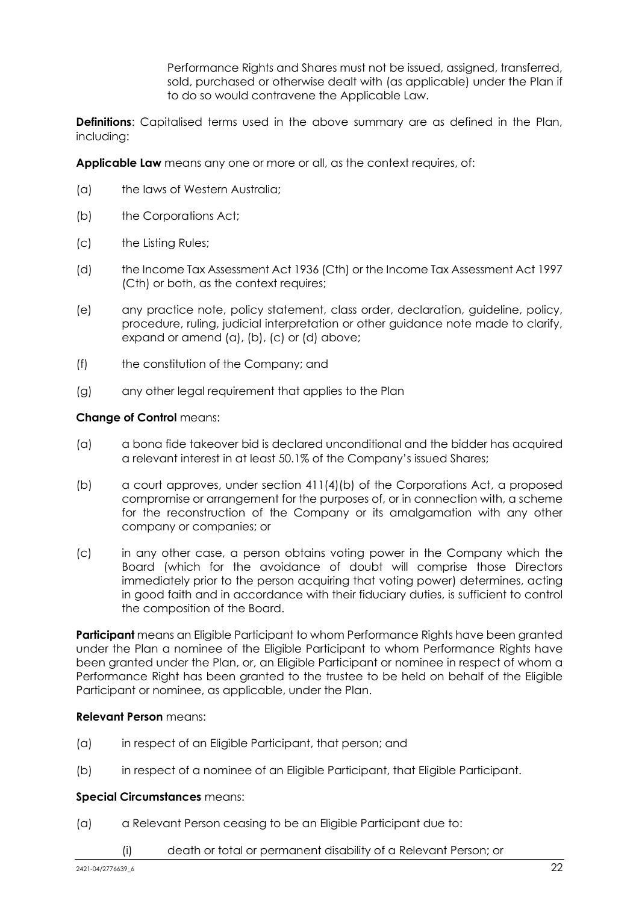Performance Rights and Shares must not be issued, assigned, transferred, sold, purchased or otherwise dealt with (as applicable) under the Plan if to do so would contravene the Applicable Law.

**Definitions**: Capitalised terms used in the above summary are as defined in the Plan, including:

**Applicable Law** means any one or more or all, as the context requires, of:

(a) the laws of Western Australia;

(b) the Corporations Act;

(c) the Listing Rules;

(d) the Income Tax Assessment Act 1936 (Cth) or the Income Tax Assessment Act 1997 (Cth) or both, as the context requires;

(e) any practice note, policy statement, class order, declaration, guideline, policy, procedure, ruling, judicial interpretation or other guidance note made to clarify, expand or amend (a), (b), (c) or (d) above;

(f) the constitution of the Company; and

(g) any other legal requirement that applies to the Plan

**Change of Control** means:

(a) a bona fide takeover bid is declared unconditional and the bidder has acquired a relevant interest in at least 50.1% of the Company's issued Shares;

(b) a court approves, under section 411(4)(b) of the Corporations Act, a proposed compromise or arrangement for the purposes of, or in connection with, a scheme for the reconstruction of the Company or its amalgamation with any other company or companies; or

(c) in any other case, a person obtains voting power in the Company which the Board (which for the avoidance of doubt will comprise those Directors immediately prior to the person acquiring that voting power) determines, acting in good faith and in accordance with their fiduciary duties, is sufficient to control the composition of the Board.

**Participant** means an Eligible Participant to whom Performance Rights have been granted under the Plan a nominee of the Eligible Participant to whom Performance Rights have been granted under the Plan, or, an Eligible Participant or nominee in respect of whom a Performance Right has been granted to the trustee to be held on behalf of the Eligible Participant or nominee, as applicable, under the Plan.

**Relevant Person** means:

(a) in respect of an Eligible Participant, that person; and

(b) in respect of a nominee of an Eligible Participant, that Eligible Participant.

**Special Circumstances** means:

(a) a Relevant Person ceasing to be an Eligible Participant due to:

(i) death or total or permanent disability of a Relevant Person; or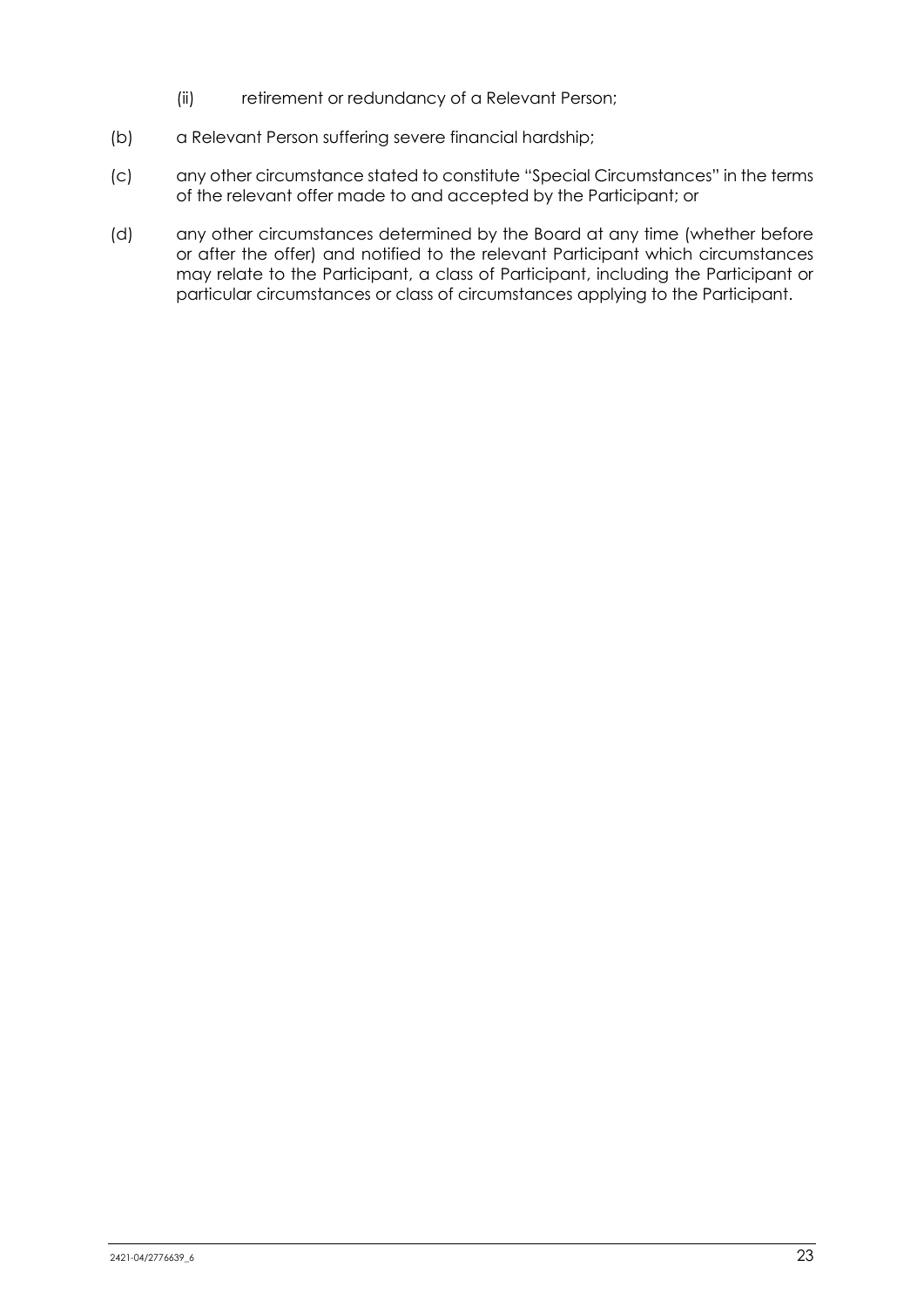(ii) retirement or redundancy of a Relevant Person;

(b) a Relevant Person suffering severe financial hardship;

(c) any other circumstance stated to constitute "Special Circumstances" in the terms of the relevant offer made to and accepted by the Participant; or

(d) any other circumstances determined by the Board at any time (whether before or after the offer) and notified to the relevant Participant which circumstances may relate to the Participant, a class of Participant, including the Participant or particular circumstances or class of circumstances applying to the Participant.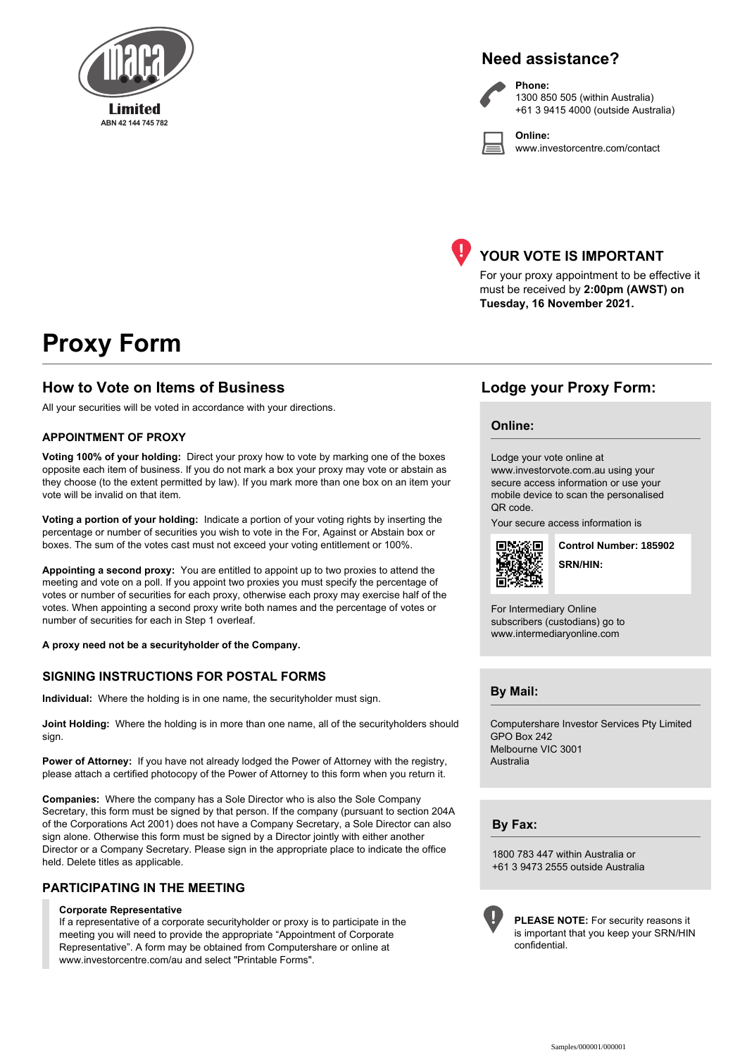maca Limited
ABN 42 144 745 782

## Need assistance?

**Phone:**
1300 850 505 (within Australia)
+61 3 9415 4000 (outside Australia)

**Online:**
www.investorcentre.com/contact

## YOUR VOTE IS IMPORTANT

For your proxy appointment to be effective it must be received by **2:00pm (AWST) on Tuesday, 16 November 2021.**

# Proxy Form

## How to Vote on Items of Business

All your securities will be voted in accordance with your directions.

### APPOINTMENT OF PROXY

**Voting 100% of your holding:** Direct your proxy how to vote by marking one of the boxes opposite each item of business. If you do not mark a box your proxy may vote or abstain as they choose (to the extent permitted by law). If you mark more than one box on an item your vote will be invalid on that item.

**Voting a portion of your holding:** Indicate a portion of your voting rights by inserting the percentage or number of securities you wish to vote in the For, Against or Abstain box or boxes. The sum of the votes cast must not exceed your voting entitlement or 100%.

**Appointing a second proxy:** You are entitled to appoint up to two proxies to attend the meeting and vote on a poll. If you appoint two proxies you must specify the percentage of votes or number of securities for each proxy, otherwise each proxy may exercise half of the votes. When appointing a second proxy write both names and the percentage of votes or number of securities for each in Step 1 overleaf.

**A proxy need not be a securityholder of the Company.**

### SIGNING INSTRUCTIONS FOR POSTAL FORMS

**Individual:** Where the holding is in one name, the securityholder must sign.

**Joint Holding:** Where the holding is in more than one name, all of the securityholders should sign.

**Power of Attorney:** If you have not already lodged the Power of Attorney with the registry, please attach a certified photocopy of the Power of Attorney to this form when you return it.

**Companies:** Where the company has a Sole Director who is also the Sole Company Secretary, this form must be signed by that person. If the company (pursuant to section 204A of the Corporations Act 2001) does not have a Company Secretary, a Sole Director can also sign alone. Otherwise this form must be signed by a Director jointly with either another Director or a Company Secretary. Please sign in the appropriate place to indicate the office held. Delete titles as applicable.

### PARTICIPATING IN THE MEETING

**Corporate Representative**
If a representative of a corporate securityholder or proxy is to participate in the meeting you will need to provide the appropriate "Appointment of Corporate Representative". A form may be obtained from Computershare or online at www.investorcentre.com/au and select "Printable Forms".

## Lodge your Proxy Form:

### Online:

Lodge your vote online at www.investorvote.com.au using your secure access information or use your mobile device to scan the personalised QR code.

Your secure access information is

**Control Number: 185902**

**SRN/HIN:**

For Intermediary Online subscribers (custodians) go to www.intermediaryonline.com

### By Mail:

Computershare Investor Services Pty Limited
GPO Box 242
Melbourne VIC 3001
Australia

### By Fax:

1800 783 447 within Australia or
+61 3 9473 2555 outside Australia

**PLEASE NOTE:** For security reasons it is important that you keep your SRN/HIN confidential.

Samples/000001/000001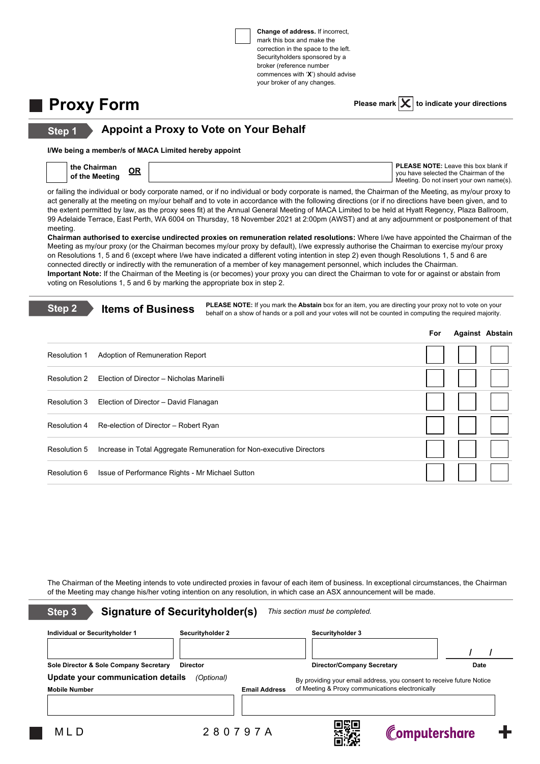Change of address. If incorrect, mark this box and make the correction in the space to the left. Securityholders sponsored by a broker (reference number commences with '**X**') should advise your broker of any changes.

# Proxy Form

Please mark ☒ to indicate your directions

## Step 1 Appoint a Proxy to Vote on Your Behalf

**I/We being a member/s of MACA Limited hereby appoint**

☐ the Chairman of the Meeting **OR** ____________________

**PLEASE NOTE:** Leave this box blank if you have selected the Chairman of the Meeting. Do not insert your own name(s).

or failing the individual or body corporate named, or if no individual or body corporate is named, the Chairman of the Meeting, as my/our proxy to act generally at the meeting on my/our behalf and to vote in accordance with the following directions (or if no directions have been given, and to the extent permitted by law, as the proxy sees fit) at the Annual General Meeting of MACA Limited to be held at Hyatt Regency, Plaza Ballroom, 99 Adelaide Terrace, East Perth, WA 6004 on Thursday, 18 November 2021 at 2:00pm (AWST) and at any adjournment or postponement of that meeting.

**Chairman authorised to exercise undirected proxies on remuneration related resolutions:** Where I/we have appointed the Chairman of the Meeting as my/our proxy (or the Chairman becomes my/our proxy by default), I/we expressly authorise the Chairman to exercise my/our proxy on Resolutions 1, 5 and 6 (except where I/we have indicated a different voting intention in step 2) even though Resolutions 1, 5 and 6 are connected directly or indirectly with the remuneration of a member of key management personnel, which includes the Chairman.

**Important Note:** If the Chairman of the Meeting is (or becomes) your proxy you can direct the Chairman to vote for or against or abstain from voting on Resolutions 1, 5 and 6 by marking the appropriate box in step 2.

## Step 2 Items of Business

**PLEASE NOTE:** If you mark the **Abstain** box for an item, you are directing your proxy not to vote on your behalf on a show of hands or a poll and your votes will not be counted in computing the required majority.

| | | For | Against | Abstain |
|---|---|---|---|---|
| Resolution 1 | Adoption of Remuneration Report | ☐ | ☐ | ☐ |
| Resolution 2 | Election of Director – Nicholas Marinelli | ☐ | ☐ | ☐ |
| Resolution 3 | Election of Director – David Flanagan | ☐ | ☐ | ☐ |
| Resolution 4 | Re-election of Director – Robert Ryan | ☐ | ☐ | ☐ |
| Resolution 5 | Increase in Total Aggregate Remuneration for Non-executive Directors | ☐ | ☐ | ☐ |
| Resolution 6 | Issue of Performance Rights - Mr Michael Sutton | ☐ | ☐ | ☐ |

The Chairman of the Meeting intends to vote undirected proxies in favour of each item of business. In exceptional circumstances, the Chairman of the Meeting may change his/her voting intention on any resolution, in which case an ASX announcement will be made.

## Step 3 Signature of Securityholder(s)

*This section must be completed.*

| Individual or Securityholder 1 | Securityholder 2 | Securityholder 3 | |
|---|---|---|---|
| | | | / / |
| Sole Director & Sole Company Secretary | Director | Director/Company Secretary | Date |

**Update your communication details** *(Optional)*

By providing your email address, you consent to receive future Notice of Meeting & Proxy communications electronically

**Mobile Number** ____________________ **Email Address** ____________________

M L D 2 8 0 7 9 7 A

Computershare